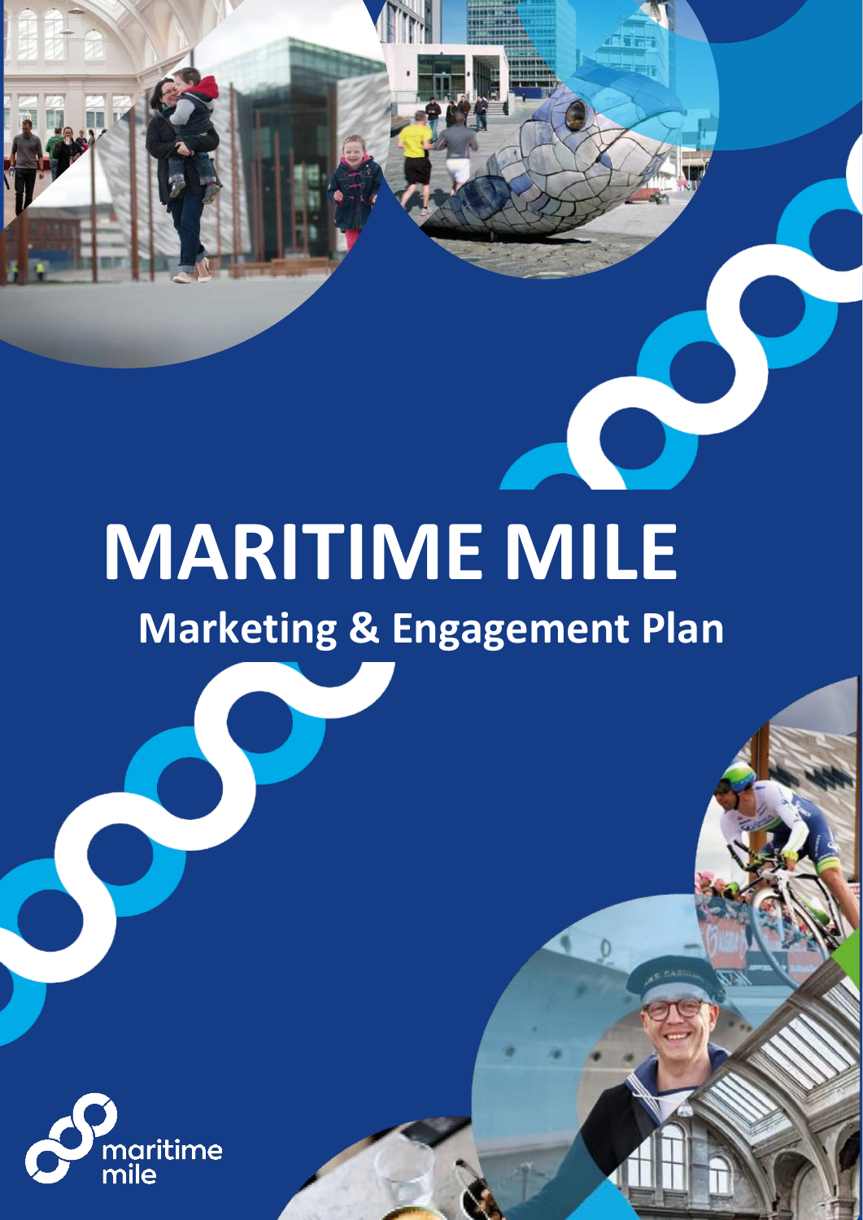# MARITIME MILE

## Marketing & Engagement Plan

maritime mile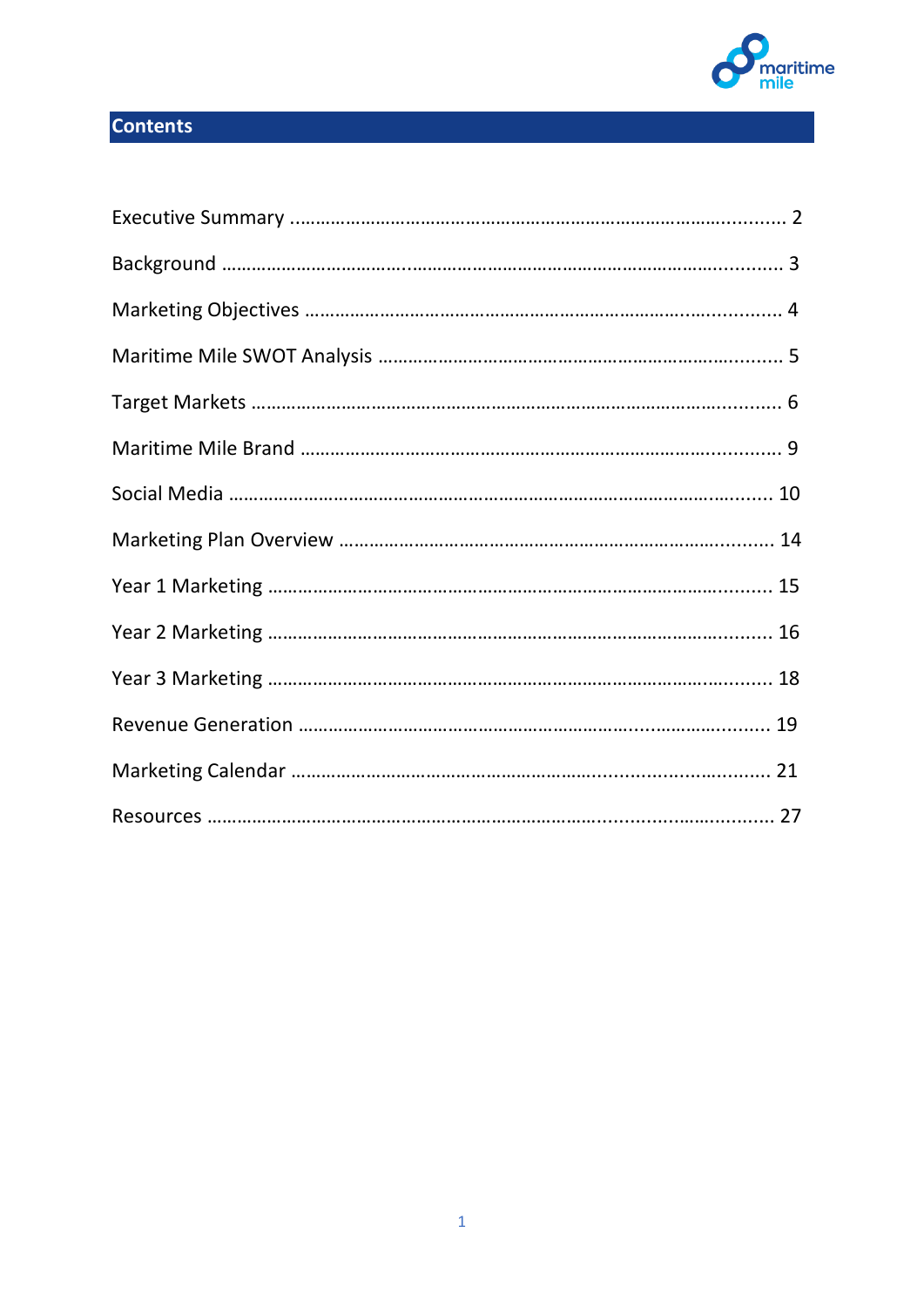## Contents

| | |
|---|---|
| Executive Summary | 2 |
| Background | 3 |
| Marketing Objectives | 4 |
| Maritime Mile SWOT Analysis | 5 |
| Target Markets | 6 |
| Maritime Mile Brand | 9 |
| Social Media | 10 |
| Marketing Plan Overview | 14 |
| Year 1 Marketing | 15 |
| Year 2 Marketing | 16 |
| Year 3 Marketing | 18 |
| Revenue Generation | 19 |
| Marketing Calendar | 21 |
| Resources | 27 |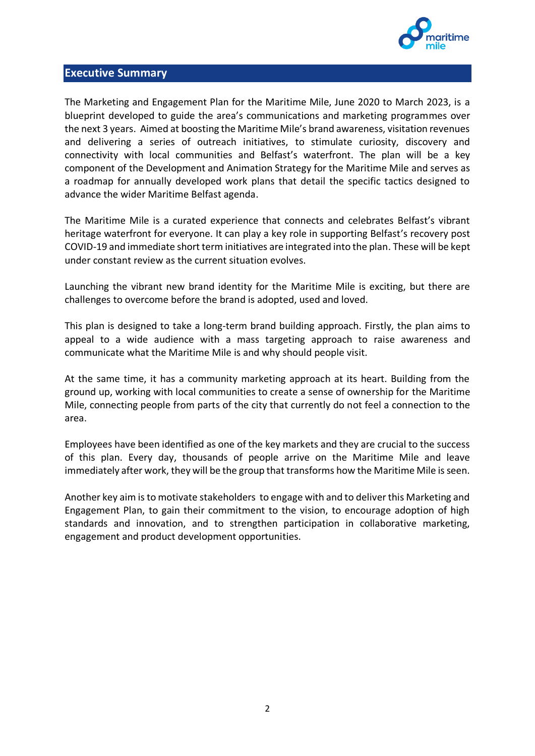## Executive Summary

The Marketing and Engagement Plan for the Maritime Mile, June 2020 to March 2023, is a blueprint developed to guide the area's communications and marketing programmes over the next 3 years. Aimed at boosting the Maritime Mile's brand awareness, visitation revenues and delivering a series of outreach initiatives, to stimulate curiosity, discovery and connectivity with local communities and Belfast's waterfront. The plan will be a key component of the Development and Animation Strategy for the Maritime Mile and serves as a roadmap for annually developed work plans that detail the specific tactics designed to advance the wider Maritime Belfast agenda.

The Maritime Mile is a curated experience that connects and celebrates Belfast's vibrant heritage waterfront for everyone. It can play a key role in supporting Belfast's recovery post COVID-19 and immediate short term initiatives are integrated into the plan. These will be kept under constant review as the current situation evolves.

Launching the vibrant new brand identity for the Maritime Mile is exciting, but there are challenges to overcome before the brand is adopted, used and loved.

This plan is designed to take a long-term brand building approach. Firstly, the plan aims to appeal to a wide audience with a mass targeting approach to raise awareness and communicate what the Maritime Mile is and why should people visit.

At the same time, it has a community marketing approach at its heart. Building from the ground up, working with local communities to create a sense of ownership for the Maritime Mile, connecting people from parts of the city that currently do not feel a connection to the area.

Employees have been identified as one of the key markets and they are crucial to the success of this plan. Every day, thousands of people arrive on the Maritime Mile and leave immediately after work, they will be the group that transforms how the Maritime Mile is seen.

Another key aim is to motivate stakeholders to engage with and to deliver this Marketing and Engagement Plan, to gain their commitment to the vision, to encourage adoption of high standards and innovation, and to strengthen participation in collaborative marketing, engagement and product development opportunities.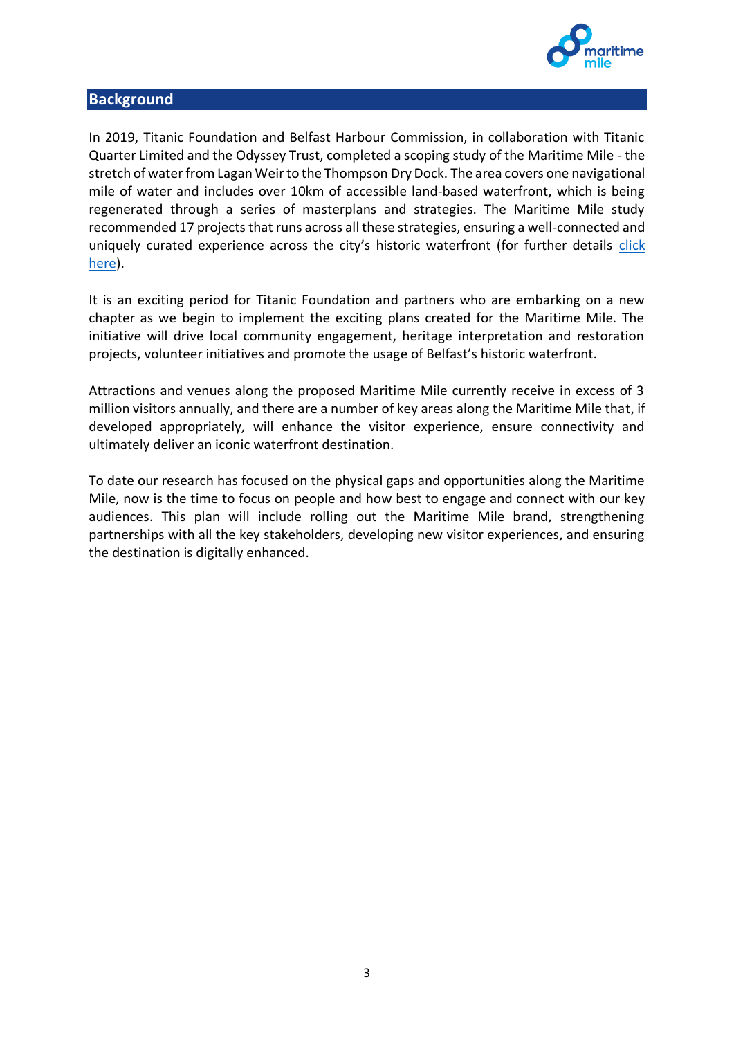## Background

In 2019, Titanic Foundation and Belfast Harbour Commission, in collaboration with Titanic Quarter Limited and the Odyssey Trust, completed a scoping study of the Maritime Mile - the stretch of water from Lagan Weir to the Thompson Dry Dock. The area covers one navigational mile of water and includes over 10km of accessible land-based waterfront, which is being regenerated through a series of masterplans and strategies. The Maritime Mile study recommended 17 projects that runs across all these strategies, ensuring a well-connected and uniquely curated experience across the city's historic waterfront (for further details click here).

It is an exciting period for Titanic Foundation and partners who are embarking on a new chapter as we begin to implement the exciting plans created for the Maritime Mile. The initiative will drive local community engagement, heritage interpretation and restoration projects, volunteer initiatives and promote the usage of Belfast's historic waterfront.

Attractions and venues along the proposed Maritime Mile currently receive in excess of 3 million visitors annually, and there are a number of key areas along the Maritime Mile that, if developed appropriately, will enhance the visitor experience, ensure connectivity and ultimately deliver an iconic waterfront destination.

To date our research has focused on the physical gaps and opportunities along the Maritime Mile, now is the time to focus on people and how best to engage and connect with our key audiences. This plan will include rolling out the Maritime Mile brand, strengthening partnerships with all the key stakeholders, developing new visitor experiences, and ensuring the destination is digitally enhanced.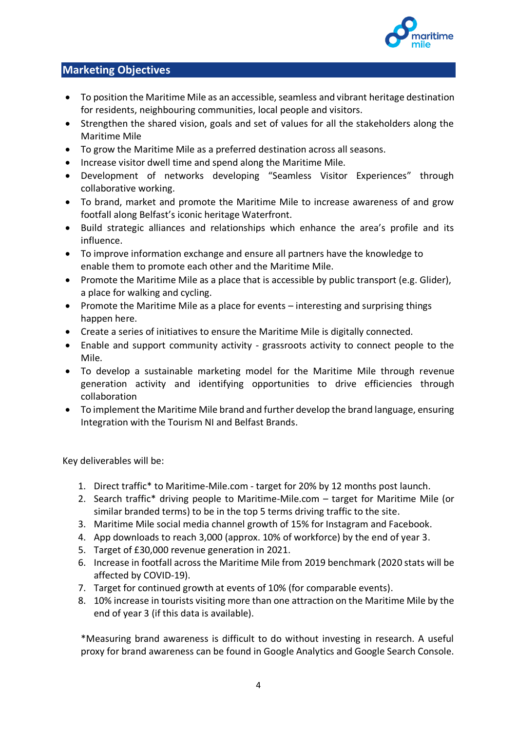## Marketing Objectives

- To position the Maritime Mile as an accessible, seamless and vibrant heritage destination for residents, neighbouring communities, local people and visitors.
- Strengthen the shared vision, goals and set of values for all the stakeholders along the Maritime Mile
- To grow the Maritime Mile as a preferred destination across all seasons.
- Increase visitor dwell time and spend along the Maritime Mile.
- Development of networks developing "Seamless Visitor Experiences" through collaborative working.
- To brand, market and promote the Maritime Mile to increase awareness of and grow footfall along Belfast's iconic heritage Waterfront.
- Build strategic alliances and relationships which enhance the area's profile and its influence.
- To improve information exchange and ensure all partners have the knowledge to enable them to promote each other and the Maritime Mile.
- Promote the Maritime Mile as a place that is accessible by public transport (e.g. Glider), a place for walking and cycling.
- Promote the Maritime Mile as a place for events – interesting and surprising things happen here.
- Create a series of initiatives to ensure the Maritime Mile is digitally connected.
- Enable and support community activity - grassroots activity to connect people to the Mile.
- To develop a sustainable marketing model for the Maritime Mile through revenue generation activity and identifying opportunities to drive efficiencies through collaboration
- To implement the Maritime Mile brand and further develop the brand language, ensuring Integration with the Tourism NI and Belfast Brands.

Key deliverables will be:

1. Direct traffic* to Maritime-Mile.com - target for 20% by 12 months post launch.
2. Search traffic* driving people to Maritime-Mile.com – target for Maritime Mile (or similar branded terms) to be in the top 5 terms driving traffic to the site.
3. Maritime Mile social media channel growth of 15% for Instagram and Facebook.
4. App downloads to reach 3,000 (approx. 10% of workforce) by the end of year 3.
5. Target of £30,000 revenue generation in 2021.
6. Increase in footfall across the Maritime Mile from 2019 benchmark (2020 stats will be affected by COVID-19).
7. Target for continued growth at events of 10% (for comparable events).
8. 10% increase in tourists visiting more than one attraction on the Maritime Mile by the end of year 3 (if this data is available).

*Measuring brand awareness is difficult to do without investing in research. A useful proxy for brand awareness can be found in Google Analytics and Google Search Console.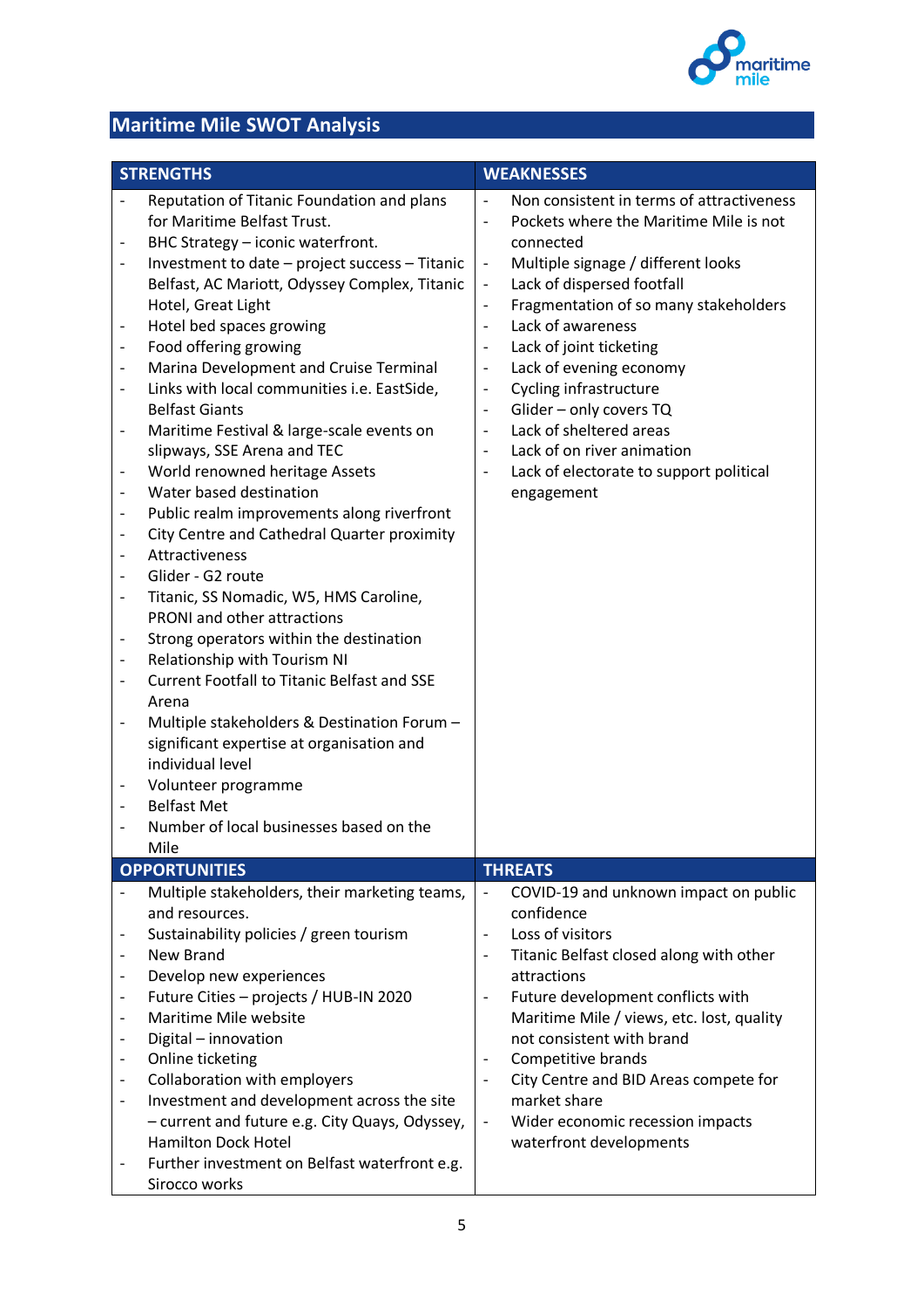## Maritime Mile SWOT Analysis

| STRENGTHS | WEAKNESSES |
|---|---|
| - Reputation of Titanic Foundation and plans for Maritime Belfast Trust.<br>- BHC Strategy – iconic waterfront.<br>- Investment to date – project success – Titanic Belfast, AC Mariott, Odyssey Complex, Titanic Hotel, Great Light<br>- Hotel bed spaces growing<br>- Food offering growing<br>- Marina Development and Cruise Terminal<br>- Links with local communities i.e. EastSide, Belfast Giants<br>- Maritime Festival & large-scale events on slipways, SSE Arena and TEC<br>- World renowned heritage Assets<br>- Water based destination<br>- Public realm improvements along riverfront<br>- City Centre and Cathedral Quarter proximity<br>- Attractiveness<br>- Glider - G2 route<br>- Titanic, SS Nomadic, W5, HMS Caroline, PRONI and other attractions<br>- Strong operators within the destination<br>- Relationship with Tourism NI<br>- Current Footfall to Titanic Belfast and SSE Arena<br>- Multiple stakeholders & Destination Forum – significant expertise at organisation and individual level<br>- Volunteer programme<br>- Belfast Met<br>- Number of local businesses based on the Mile | - Non consistent in terms of attractiveness<br>- Pockets where the Maritime Mile is not connected<br>- Multiple signage / different looks<br>- Lack of dispersed footfall<br>- Fragmentation of so many stakeholders<br>- Lack of awareness<br>- Lack of joint ticketing<br>- Lack of evening economy<br>- Cycling infrastructure<br>- Glider – only covers TQ<br>- Lack of sheltered areas<br>- Lack of on river animation<br>- Lack of electorate to support political engagement |
| **OPPORTUNITIES** | **THREATS** |
| - Multiple stakeholders, their marketing teams, and resources.<br>- Sustainability policies / green tourism<br>- New Brand<br>- Develop new experiences<br>- Future Cities – projects / HUB-IN 2020<br>- Maritime Mile website<br>- Digital – innovation<br>- Online ticketing<br>- Collaboration with employers<br>- Investment and development across the site – current and future e.g. City Quays, Odyssey, Hamilton Dock Hotel<br>- Further investment on Belfast waterfront e.g. Sirocco works | - COVID-19 and unknown impact on public confidence<br>- Loss of visitors<br>- Titanic Belfast closed along with other attractions<br>- Future development conflicts with Maritime Mile / views, etc. lost, quality not consistent with brand<br>- Competitive brands<br>- City Centre and BID Areas compete for market share<br>- Wider economic recession impacts waterfront developments |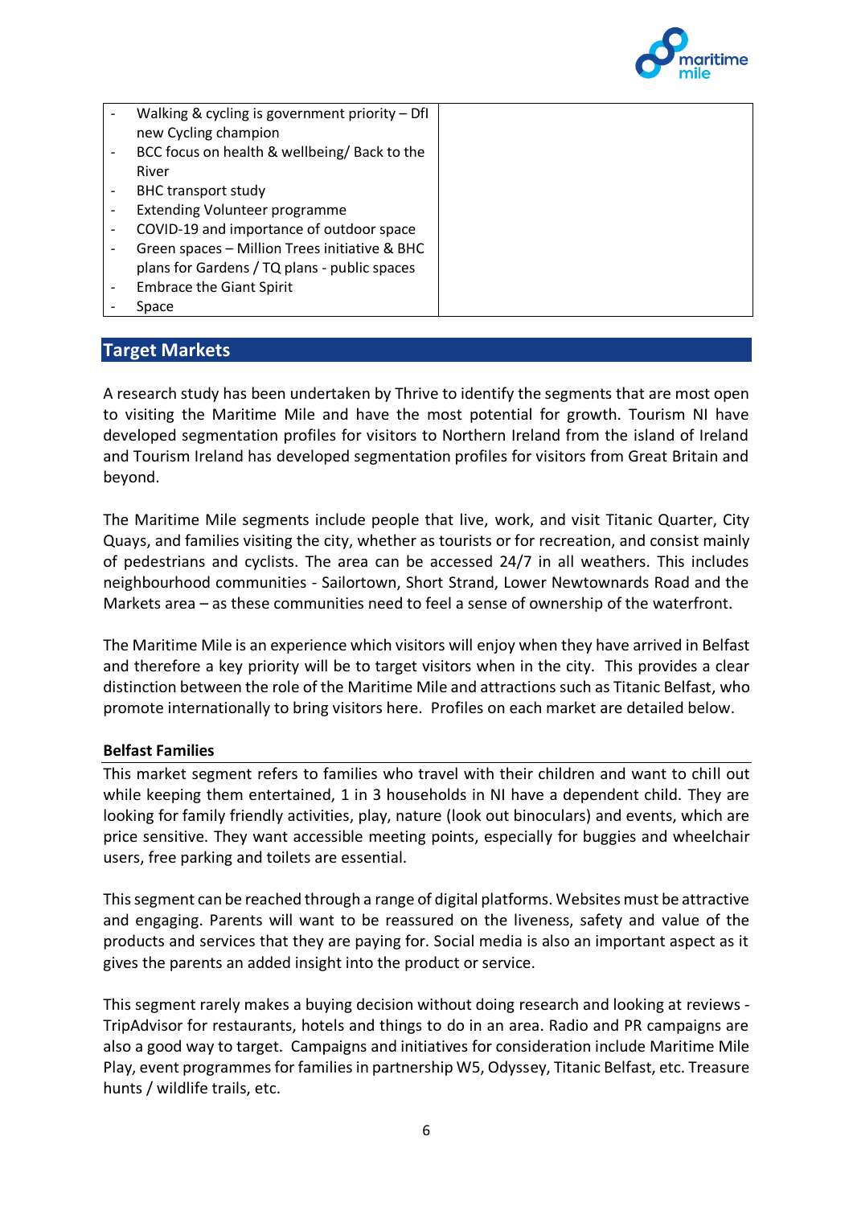| | |
|---|---|
| - Walking & cycling is government priority – DfI new Cycling champion<br>- BCC focus on health & wellbeing/ Back to the River<br>- BHC transport study<br>- Extending Volunteer programme<br>- COVID-19 and importance of outdoor space<br>- Green spaces – Million Trees initiative & BHC plans for Gardens / TQ plans - public spaces<br>- Embrace the Giant Spirit<br>- Space | |

## Target Markets

A research study has been undertaken by Thrive to identify the segments that are most open to visiting the Maritime Mile and have the most potential for growth. Tourism NI have developed segmentation profiles for visitors to Northern Ireland from the island of Ireland and Tourism Ireland has developed segmentation profiles for visitors from Great Britain and beyond.

The Maritime Mile segments include people that live, work, and visit Titanic Quarter, City Quays, and families visiting the city, whether as tourists or for recreation, and consist mainly of pedestrians and cyclists. The area can be accessed 24/7 in all weathers. This includes neighbourhood communities - Sailortown, Short Strand, Lower Newtownards Road and the Markets area – as these communities need to feel a sense of ownership of the waterfront.

The Maritime Mile is an experience which visitors will enjoy when they have arrived in Belfast and therefore a key priority will be to target visitors when in the city. This provides a clear distinction between the role of the Maritime Mile and attractions such as Titanic Belfast, who promote internationally to bring visitors here. Profiles on each market are detailed below.

**Belfast Families**

This market segment refers to families who travel with their children and want to chill out while keeping them entertained, 1 in 3 households in NI have a dependent child. They are looking for family friendly activities, play, nature (look out binoculars) and events, which are price sensitive. They want accessible meeting points, especially for buggies and wheelchair users, free parking and toilets are essential.

This segment can be reached through a range of digital platforms. Websites must be attractive and engaging. Parents will want to be reassured on the liveness, safety and value of the products and services that they are paying for. Social media is also an important aspect as it gives the parents an added insight into the product or service.

This segment rarely makes a buying decision without doing research and looking at reviews - TripAdvisor for restaurants, hotels and things to do in an area. Radio and PR campaigns are also a good way to target. Campaigns and initiatives for consideration include Maritime Mile Play, event programmes for families in partnership W5, Odyssey, Titanic Belfast, etc. Treasure hunts / wildlife trails, etc.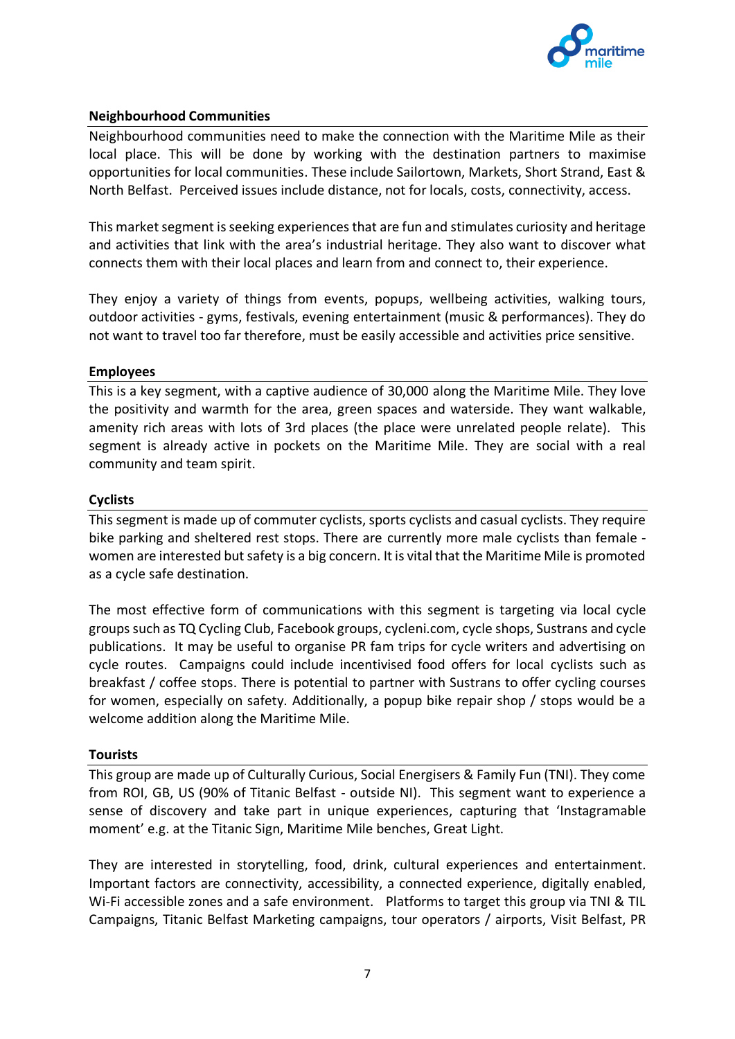**Neighbourhood Communities**

Neighbourhood communities need to make the connection with the Maritime Mile as their local place. This will be done by working with the destination partners to maximise opportunities for local communities. These include Sailortown, Markets, Short Strand, East & North Belfast. Perceived issues include distance, not for locals, costs, connectivity, access.

This market segment is seeking experiences that are fun and stimulates curiosity and heritage and activities that link with the area's industrial heritage. They also want to discover what connects them with their local places and learn from and connect to, their experience.

They enjoy a variety of things from events, popups, wellbeing activities, walking tours, outdoor activities - gyms, festivals, evening entertainment (music & performances). They do not want to travel too far therefore, must be easily accessible and activities price sensitive.

**Employees**

This is a key segment, with a captive audience of 30,000 along the Maritime Mile. They love the positivity and warmth for the area, green spaces and waterside. They want walkable, amenity rich areas with lots of 3rd places (the place were unrelated people relate). This segment is already active in pockets on the Maritime Mile. They are social with a real community and team spirit.

**Cyclists**

This segment is made up of commuter cyclists, sports cyclists and casual cyclists. They require bike parking and sheltered rest stops. There are currently more male cyclists than female - women are interested but safety is a big concern. It is vital that the Maritime Mile is promoted as a cycle safe destination.

The most effective form of communications with this segment is targeting via local cycle groups such as TQ Cycling Club, Facebook groups, cycleni.com, cycle shops, Sustrans and cycle publications. It may be useful to organise PR fam trips for cycle writers and advertising on cycle routes. Campaigns could include incentivised food offers for local cyclists such as breakfast / coffee stops. There is potential to partner with Sustrans to offer cycling courses for women, especially on safety. Additionally, a popup bike repair shop / stops would be a welcome addition along the Maritime Mile.

**Tourists**

This group are made up of Culturally Curious, Social Energisers & Family Fun (TNI). They come from ROI, GB, US (90% of Titanic Belfast - outside NI). This segment want to experience a sense of discovery and take part in unique experiences, capturing that 'Instagramable moment' e.g. at the Titanic Sign, Maritime Mile benches, Great Light.

They are interested in storytelling, food, drink, cultural experiences and entertainment. Important factors are connectivity, accessibility, a connected experience, digitally enabled, Wi-Fi accessible zones and a safe environment. Platforms to target this group via TNI & TIL Campaigns, Titanic Belfast Marketing campaigns, tour operators / airports, Visit Belfast, PR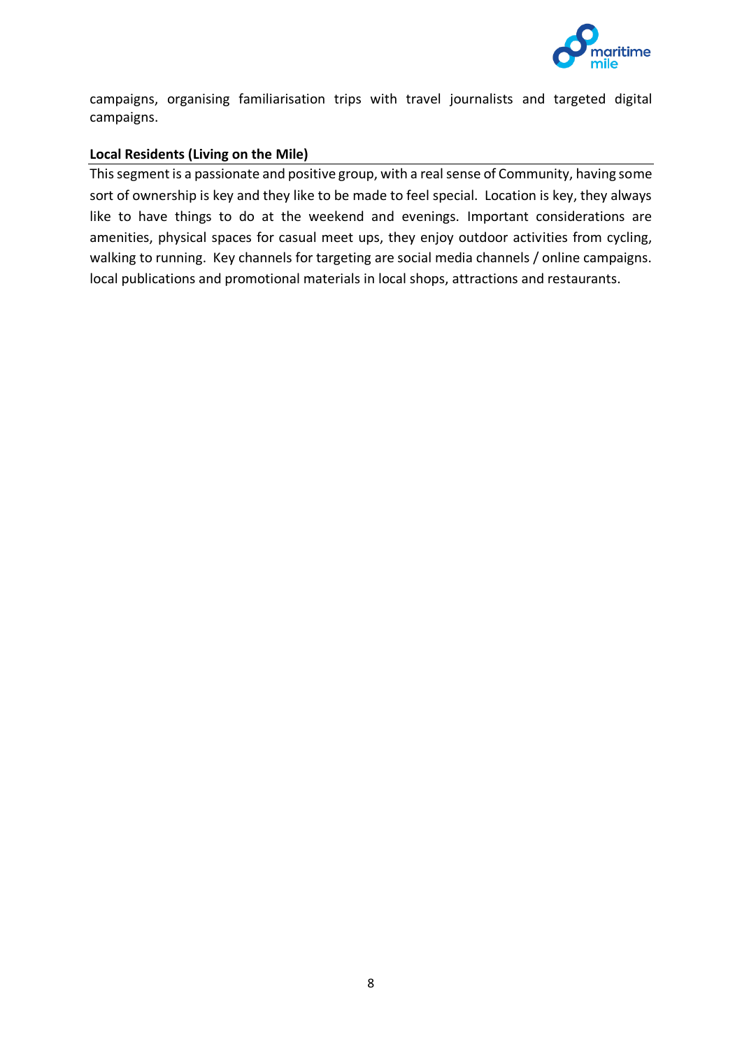campaigns, organising familiarisation trips with travel journalists and targeted digital campaigns.

**Local Residents (Living on the Mile)**

This segment is a passionate and positive group, with a real sense of Community, having some sort of ownership is key and they like to be made to feel special. Location is key, they always like to have things to do at the weekend and evenings. Important considerations are amenities, physical spaces for casual meet ups, they enjoy outdoor activities from cycling, walking to running. Key channels for targeting are social media channels / online campaigns. local publications and promotional materials in local shops, attractions and restaurants.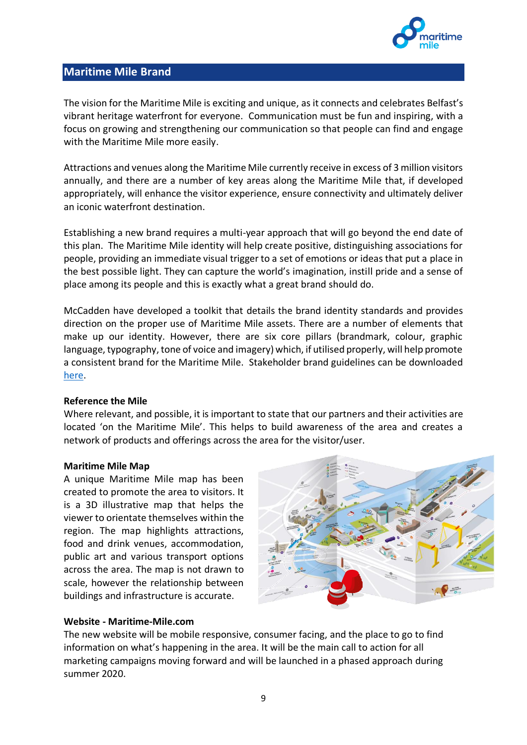## Maritime Mile Brand

The vision for the Maritime Mile is exciting and unique, as it connects and celebrates Belfast's vibrant heritage waterfront for everyone. Communication must be fun and inspiring, with a focus on growing and strengthening our communication so that people can find and engage with the Maritime Mile more easily.

Attractions and venues along the Maritime Mile currently receive in excess of 3 million visitors annually, and there are a number of key areas along the Maritime Mile that, if developed appropriately, will enhance the visitor experience, ensure connectivity and ultimately deliver an iconic waterfront destination.

Establishing a new brand requires a multi-year approach that will go beyond the end date of this plan. The Maritime Mile identity will help create positive, distinguishing associations for people, providing an immediate visual trigger to a set of emotions or ideas that put a place in the best possible light. They can capture the world's imagination, instill pride and a sense of place among its people and this is exactly what a great brand should do.

McCadden have developed a toolkit that details the brand identity standards and provides direction on the proper use of Maritime Mile assets. There are a number of elements that make up our identity. However, there are six core pillars (brandmark, colour, graphic language, typography, tone of voice and imagery) which, if utilised properly, will help promote a consistent brand for the Maritime Mile. Stakeholder brand guidelines can be downloaded here.

**Reference the Mile**

Where relevant, and possible, it is important to state that our partners and their activities are located 'on the Maritime Mile'. This helps to build awareness of the area and creates a network of products and offerings across the area for the visitor/user.

**Maritime Mile Map**

A unique Maritime Mile map has been created to promote the area to visitors. It is a 3D illustrative map that helps the viewer to orientate themselves within the region. The map highlights attractions, food and drink venues, accommodation, public art and various transport options across the area. The map is not drawn to scale, however the relationship between buildings and infrastructure is accurate.

**Website - Maritime-Mile.com**

The new website will be mobile responsive, consumer facing, and the place to go to find information on what's happening in the area. It will be the main call to action for all marketing campaigns moving forward and will be launched in a phased approach during summer 2020.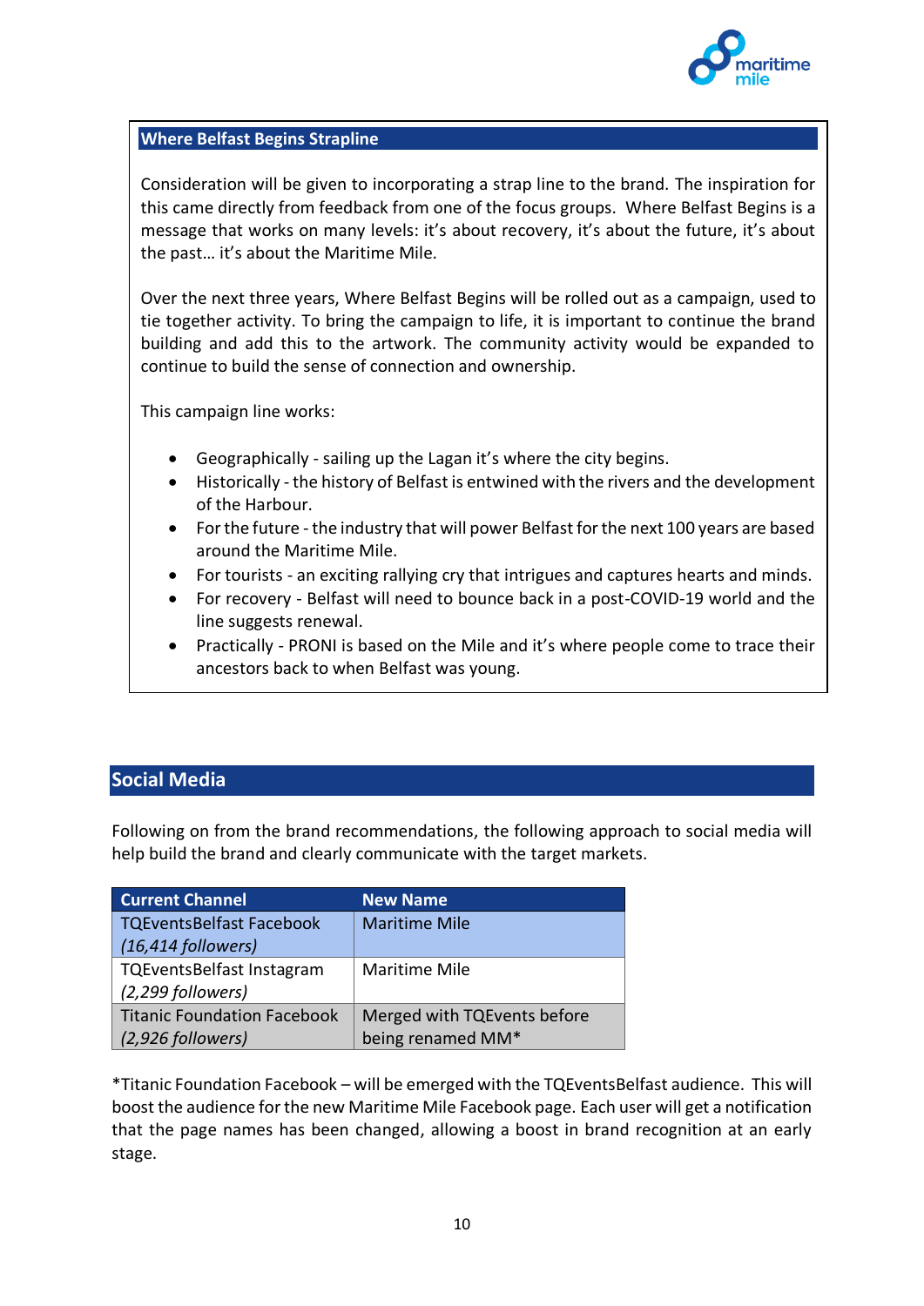### Where Belfast Begins Strapline

Consideration will be given to incorporating a strap line to the brand. The inspiration for this came directly from feedback from one of the focus groups. Where Belfast Begins is a message that works on many levels: it's about recovery, it's about the future, it's about the past… it's about the Maritime Mile.

Over the next three years, Where Belfast Begins will be rolled out as a campaign, used to tie together activity. To bring the campaign to life, it is important to continue the brand building and add this to the artwork. The community activity would be expanded to continue to build the sense of connection and ownership.

This campaign line works:

- Geographically - sailing up the Lagan it's where the city begins.
- Historically - the history of Belfast is entwined with the rivers and the development of the Harbour.
- For the future - the industry that will power Belfast for the next 100 years are based around the Maritime Mile.
- For tourists - an exciting rallying cry that intrigues and captures hearts and minds.
- For recovery - Belfast will need to bounce back in a post-COVID-19 world and the line suggests renewal.
- Practically - PRONI is based on the Mile and it's where people come to trace their ancestors back to when Belfast was young.

## Social Media

Following on from the brand recommendations, the following approach to social media will help build the brand and clearly communicate with the target markets.

| Current Channel | New Name |
|---|---|
| TQEventsBelfast Facebook *(16,414 followers)* | Maritime Mile |
| TQEventsBelfast Instagram *(2,299 followers)* | Maritime Mile |
| Titanic Foundation Facebook *(2,926 followers)* | Merged with TQEvents before being renamed MM* |

*Titanic Foundation Facebook – will be emerged with the TQEventsBelfast audience. This will boost the audience for the new Maritime Mile Facebook page. Each user will get a notification that the page names has been changed, allowing a boost in brand recognition at an early stage.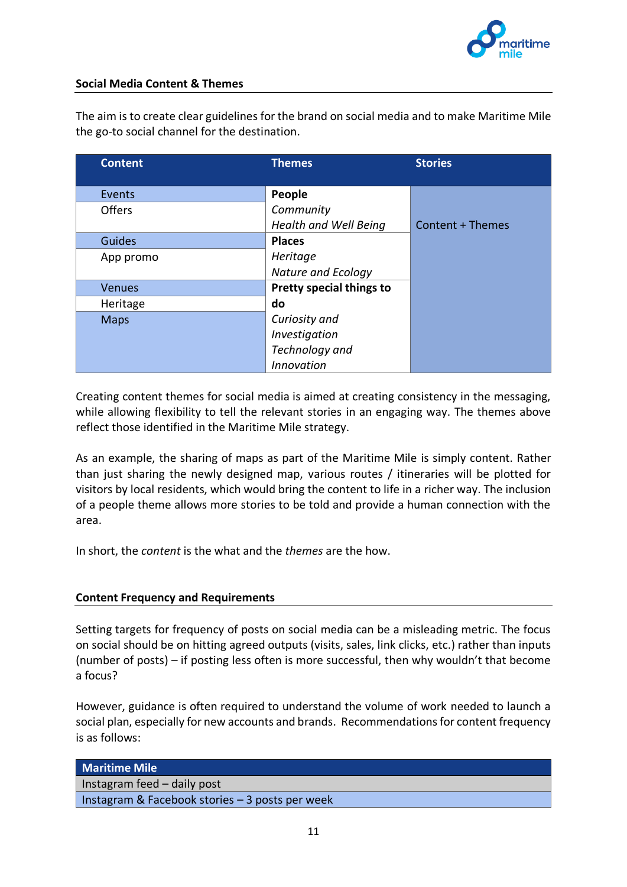## Social Media Content & Themes

The aim is to create clear guidelines for the brand on social media and to make Maritime Mile the go-to social channel for the destination.

| Content | Themes | Stories |
|---|---|---|
| Events<br>Offers | **People**<br>*Community*<br>*Health and Well Being* | Content + Themes |
| Guides<br>App promo | **Places**<br>*Heritage*<br>*Nature and Ecology* | |
| Venues<br>Heritage<br>Maps | **Pretty special things to do**<br>*Curiosity and Investigation*<br>*Technology and Innovation* | |

Creating content themes for social media is aimed at creating consistency in the messaging, while allowing flexibility to tell the relevant stories in an engaging way. The themes above reflect those identified in the Maritime Mile strategy.

As an example, the sharing of maps as part of the Maritime Mile is simply content. Rather than just sharing the newly designed map, various routes / itineraries will be plotted for visitors by local residents, which would bring the content to life in a richer way. The inclusion of a people theme allows more stories to be told and provide a human connection with the area.

In short, the *content* is the what and the *themes* are the how.

## Content Frequency and Requirements

Setting targets for frequency of posts on social media can be a misleading metric. The focus on social should be on hitting agreed outputs (visits, sales, link clicks, etc.) rather than inputs (number of posts) – if posting less often is more successful, then why wouldn't that become a focus?

However, guidance is often required to understand the volume of work needed to launch a social plan, especially for new accounts and brands. Recommendations for content frequency is as follows:

| Maritime Mile |
|---|
| Instagram feed – daily post |
| Instagram & Facebook stories – 3 posts per week |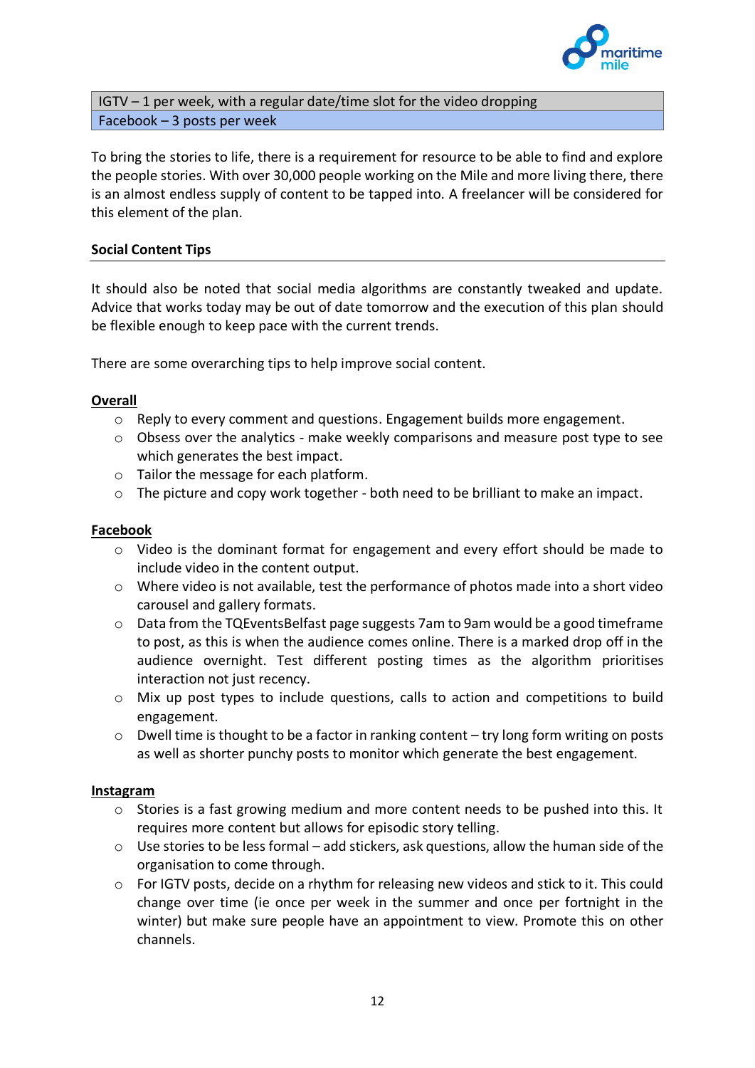| IGTV – 1 per week, with a regular date/time slot for the video dropping |
|---|
| Facebook – 3 posts per week |

To bring the stories to life, there is a requirement for resource to be able to find and explore the people stories. With over 30,000 people working on the Mile and more living there, there is an almost endless supply of content to be tapped into. A freelancer will be considered for this element of the plan.

**Social Content Tips**

It should also be noted that social media algorithms are constantly tweaked and update. Advice that works today may be out of date tomorrow and the execution of this plan should be flexible enough to keep pace with the current trends.

There are some overarching tips to help improve social content.

**Overall**

- Reply to every comment and questions. Engagement builds more engagement.
- Obsess over the analytics - make weekly comparisons and measure post type to see which generates the best impact.
- Tailor the message for each platform.
- The picture and copy work together - both need to be brilliant to make an impact.

**Facebook**

- Video is the dominant format for engagement and every effort should be made to include video in the content output.
- Where video is not available, test the performance of photos made into a short video carousel and gallery formats.
- Data from the TQEventsBelfast page suggests 7am to 9am would be a good timeframe to post, as this is when the audience comes online. There is a marked drop off in the audience overnight. Test different posting times as the algorithm prioritises interaction not just recency.
- Mix up post types to include questions, calls to action and competitions to build engagement.
- Dwell time is thought to be a factor in ranking content – try long form writing on posts as well as shorter punchy posts to monitor which generate the best engagement.

**Instagram**

- Stories is a fast growing medium and more content needs to be pushed into this. It requires more content but allows for episodic story telling.
- Use stories to be less formal – add stickers, ask questions, allow the human side of the organisation to come through.
- For IGTV posts, decide on a rhythm for releasing new videos and stick to it. This could change over time (ie once per week in the summer and once per fortnight in the winter) but make sure people have an appointment to view. Promote this on other channels.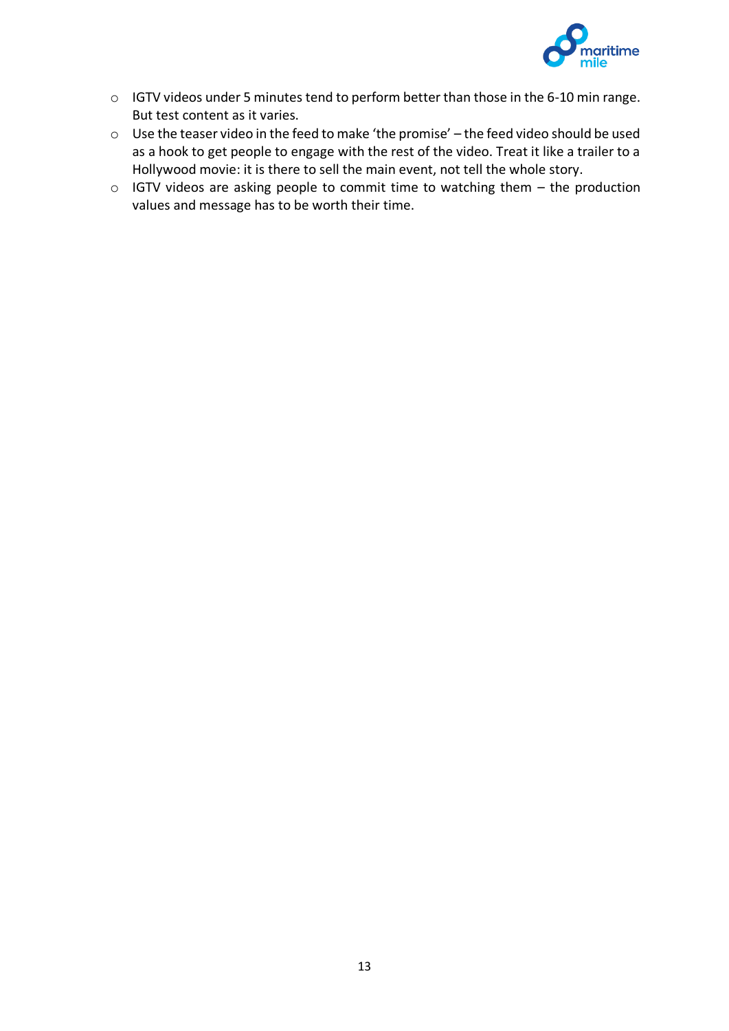- IGTV videos under 5 minutes tend to perform better than those in the 6-10 min range. But test content as it varies.
- Use the teaser video in the feed to make 'the promise' – the feed video should be used as a hook to get people to engage with the rest of the video. Treat it like a trailer to a Hollywood movie: it is there to sell the main event, not tell the whole story.
- IGTV videos are asking people to commit time to watching them – the production values and message has to be worth their time.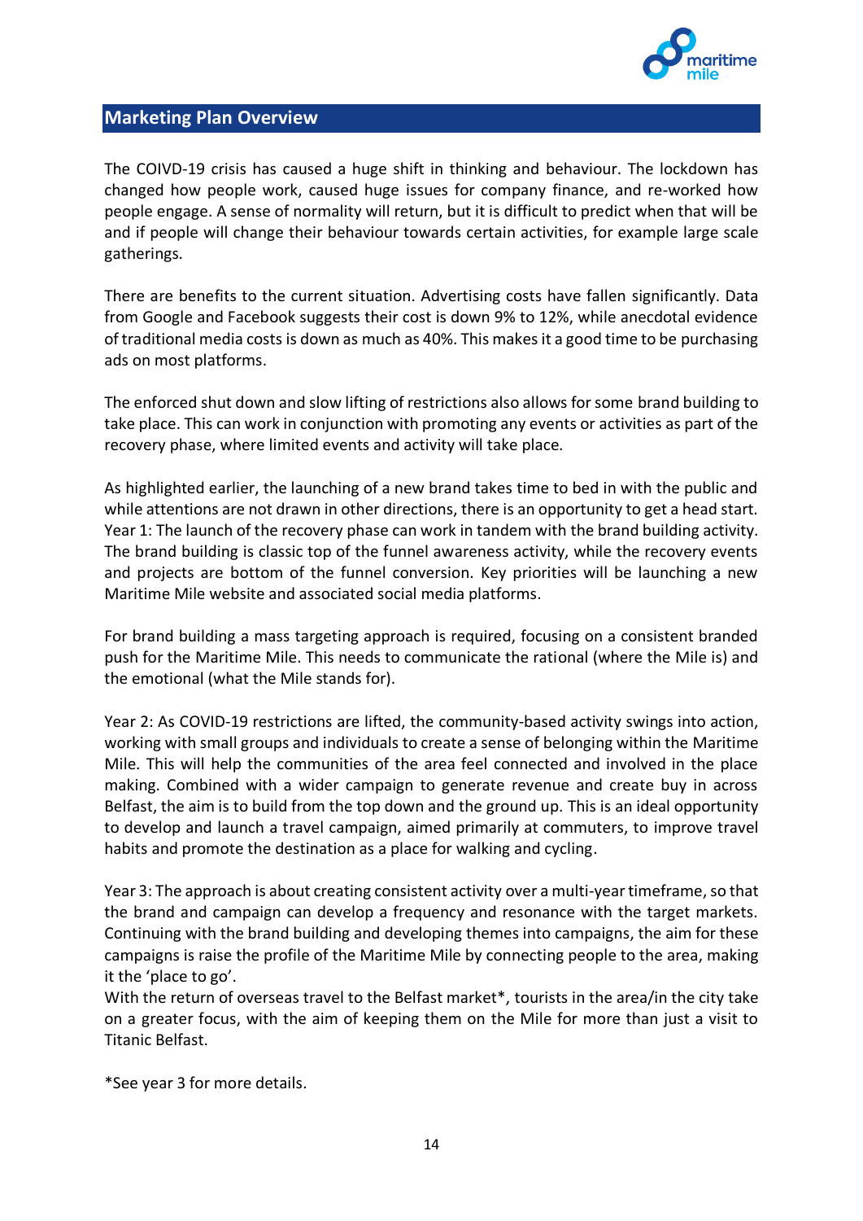## Marketing Plan Overview

The COIVD-19 crisis has caused a huge shift in thinking and behaviour. The lockdown has changed how people work, caused huge issues for company finance, and re-worked how people engage. A sense of normality will return, but it is difficult to predict when that will be and if people will change their behaviour towards certain activities, for example large scale gatherings.

There are benefits to the current situation. Advertising costs have fallen significantly. Data from Google and Facebook suggests their cost is down 9% to 12%, while anecdotal evidence of traditional media costs is down as much as 40%. This makes it a good time to be purchasing ads on most platforms.

The enforced shut down and slow lifting of restrictions also allows for some brand building to take place. This can work in conjunction with promoting any events or activities as part of the recovery phase, where limited events and activity will take place.

As highlighted earlier, the launching of a new brand takes time to bed in with the public and while attentions are not drawn in other directions, there is an opportunity to get a head start. Year 1: The launch of the recovery phase can work in tandem with the brand building activity. The brand building is classic top of the funnel awareness activity, while the recovery events and projects are bottom of the funnel conversion. Key priorities will be launching a new Maritime Mile website and associated social media platforms.

For brand building a mass targeting approach is required, focusing on a consistent branded push for the Maritime Mile. This needs to communicate the rational (where the Mile is) and the emotional (what the Mile stands for).

Year 2: As COVID-19 restrictions are lifted, the community-based activity swings into action, working with small groups and individuals to create a sense of belonging within the Maritime Mile. This will help the communities of the area feel connected and involved in the place making. Combined with a wider campaign to generate revenue and create buy in across Belfast, the aim is to build from the top down and the ground up. This is an ideal opportunity to develop and launch a travel campaign, aimed primarily at commuters, to improve travel habits and promote the destination as a place for walking and cycling.

Year 3: The approach is about creating consistent activity over a multi-year timeframe, so that the brand and campaign can develop a frequency and resonance with the target markets. Continuing with the brand building and developing themes into campaigns, the aim for these campaigns is raise the profile of the Maritime Mile by connecting people to the area, making it the 'place to go'.
With the return of overseas travel to the Belfast market*, tourists in the area/in the city take on a greater focus, with the aim of keeping them on the Mile for more than just a visit to Titanic Belfast.

*See year 3 for more details.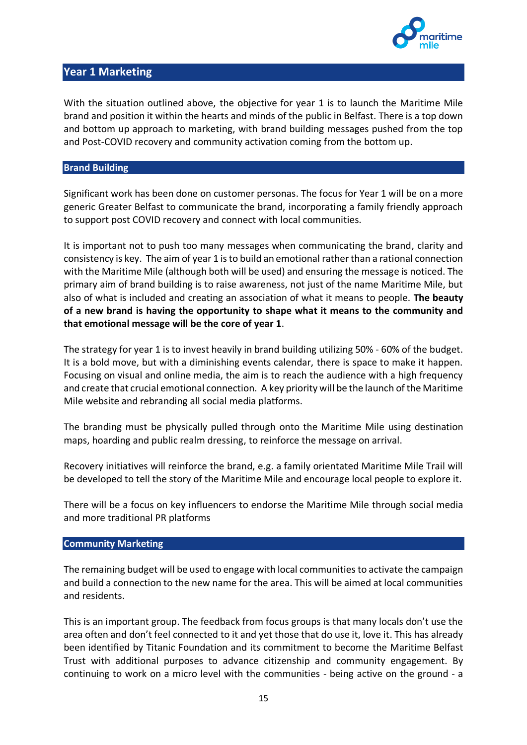## Year 1 Marketing

With the situation outlined above, the objective for year 1 is to launch the Maritime Mile brand and position it within the hearts and minds of the public in Belfast. There is a top down and bottom up approach to marketing, with brand building messages pushed from the top and Post-COVID recovery and community activation coming from the bottom up.

### Brand Building

Significant work has been done on customer personas. The focus for Year 1 will be on a more generic Greater Belfast to communicate the brand, incorporating a family friendly approach to support post COVID recovery and connect with local communities.

It is important not to push too many messages when communicating the brand, clarity and consistency is key. The aim of year 1 is to build an emotional rather than a rational connection with the Maritime Mile (although both will be used) and ensuring the message is noticed. The primary aim of brand building is to raise awareness, not just of the name Maritime Mile, but also of what is included and creating an association of what it means to people. **The beauty of a new brand is having the opportunity to shape what it means to the community and that emotional message will be the core of year 1**.

The strategy for year 1 is to invest heavily in brand building utilizing 50% - 60% of the budget. It is a bold move, but with a diminishing events calendar, there is space to make it happen. Focusing on visual and online media, the aim is to reach the audience with a high frequency and create that crucial emotional connection. A key priority will be the launch of the Maritime Mile website and rebranding all social media platforms.

The branding must be physically pulled through onto the Maritime Mile using destination maps, hoarding and public realm dressing, to reinforce the message on arrival.

Recovery initiatives will reinforce the brand, e.g. a family orientated Maritime Mile Trail will be developed to tell the story of the Maritime Mile and encourage local people to explore it.

There will be a focus on key influencers to endorse the Maritime Mile through social media and more traditional PR platforms

### Community Marketing

The remaining budget will be used to engage with local communities to activate the campaign and build a connection to the new name for the area. This will be aimed at local communities and residents.

This is an important group. The feedback from focus groups is that many locals don't use the area often and don't feel connected to it and yet those that do use it, love it. This has already been identified by Titanic Foundation and its commitment to become the Maritime Belfast Trust with additional purposes to advance citizenship and community engagement. By continuing to work on a micro level with the communities - being active on the ground - a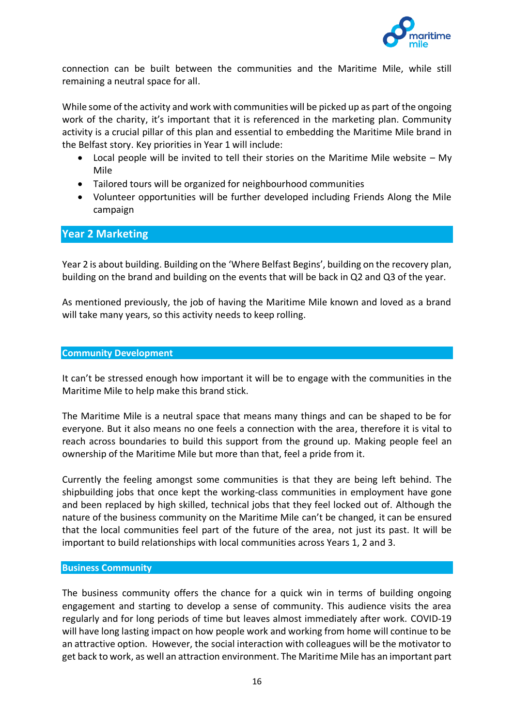connection can be built between the communities and the Maritime Mile, while still remaining a neutral space for all.

While some of the activity and work with communities will be picked up as part of the ongoing work of the charity, it's important that it is referenced in the marketing plan. Community activity is a crucial pillar of this plan and essential to embedding the Maritime Mile brand in the Belfast story. Key priorities in Year 1 will include:

- Local people will be invited to tell their stories on the Maritime Mile website – My Mile
- Tailored tours will be organized for neighbourhood communities
- Volunteer opportunities will be further developed including Friends Along the Mile campaign

## Year 2 Marketing

Year 2 is about building. Building on the 'Where Belfast Begins', building on the recovery plan, building on the brand and building on the events that will be back in Q2 and Q3 of the year.

As mentioned previously, the job of having the Maritime Mile known and loved as a brand will take many years, so this activity needs to keep rolling.

### Community Development

It can't be stressed enough how important it will be to engage with the communities in the Maritime Mile to help make this brand stick.

The Maritime Mile is a neutral space that means many things and can be shaped to be for everyone. But it also means no one feels a connection with the area, therefore it is vital to reach across boundaries to build this support from the ground up. Making people feel an ownership of the Maritime Mile but more than that, feel a pride from it.

Currently the feeling amongst some communities is that they are being left behind. The shipbuilding jobs that once kept the working-class communities in employment have gone and been replaced by high skilled, technical jobs that they feel locked out of. Although the nature of the business community on the Maritime Mile can't be changed, it can be ensured that the local communities feel part of the future of the area, not just its past. It will be important to build relationships with local communities across Years 1, 2 and 3.

### Business Community

The business community offers the chance for a quick win in terms of building ongoing engagement and starting to develop a sense of community. This audience visits the area regularly and for long periods of time but leaves almost immediately after work. COVID-19 will have long lasting impact on how people work and working from home will continue to be an attractive option. However, the social interaction with colleagues will be the motivator to get back to work, as well an attraction environment. The Maritime Mile has an important part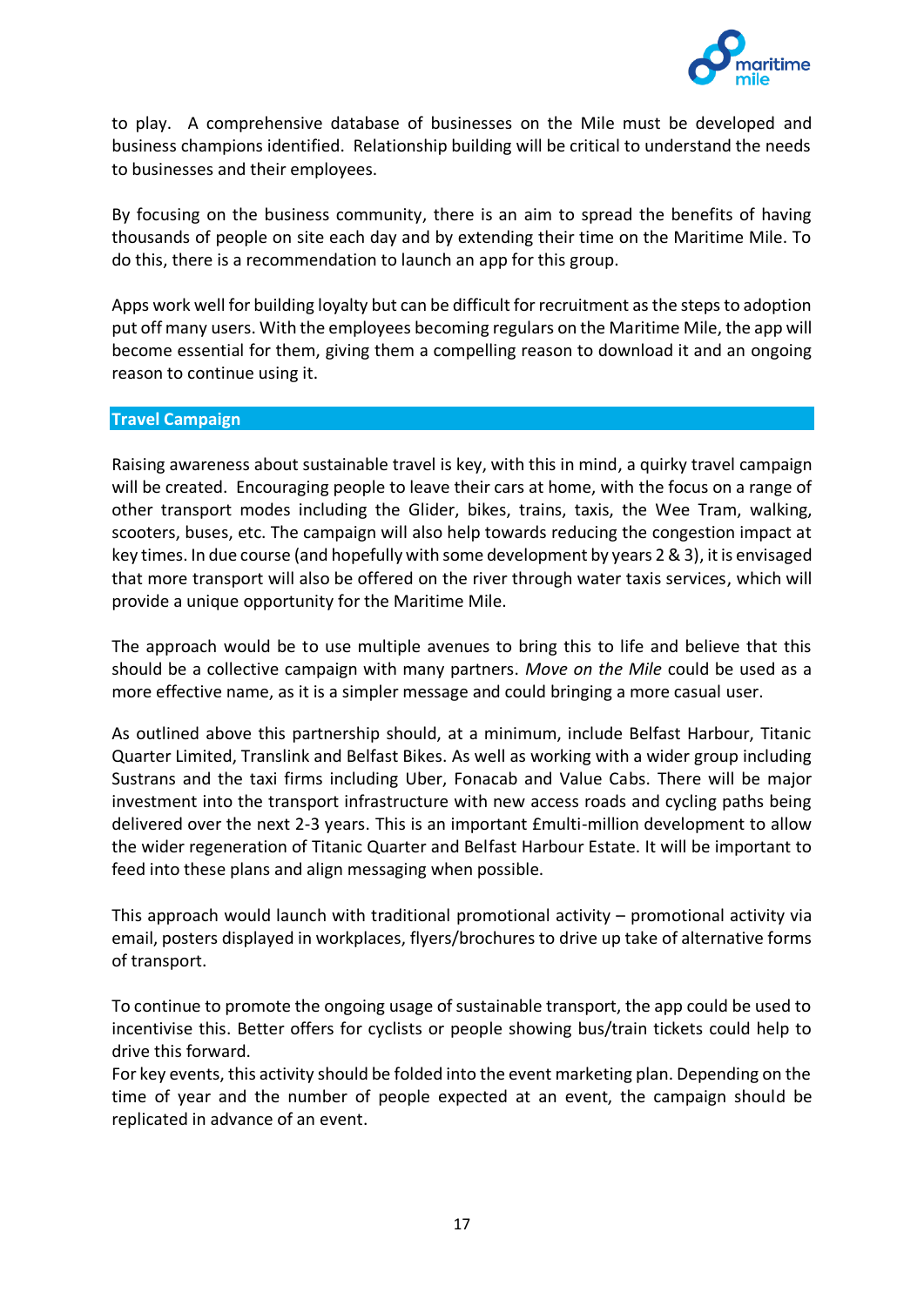to play. A comprehensive database of businesses on the Mile must be developed and business champions identified. Relationship building will be critical to understand the needs to businesses and their employees.

By focusing on the business community, there is an aim to spread the benefits of having thousands of people on site each day and by extending their time on the Maritime Mile. To do this, there is a recommendation to launch an app for this group.

Apps work well for building loyalty but can be difficult for recruitment as the steps to adoption put off many users. With the employees becoming regulars on the Maritime Mile, the app will become essential for them, giving them a compelling reason to download it and an ongoing reason to continue using it.

## Travel Campaign

Raising awareness about sustainable travel is key, with this in mind, a quirky travel campaign will be created. Encouraging people to leave their cars at home, with the focus on a range of other transport modes including the Glider, bikes, trains, taxis, the Wee Tram, walking, scooters, buses, etc. The campaign will also help towards reducing the congestion impact at key times. In due course (and hopefully with some development by years 2 & 3), it is envisaged that more transport will also be offered on the river through water taxis services, which will provide a unique opportunity for the Maritime Mile.

The approach would be to use multiple avenues to bring this to life and believe that this should be a collective campaign with many partners. *Move on the Mile* could be used as a more effective name, as it is a simpler message and could bringing a more casual user.

As outlined above this partnership should, at a minimum, include Belfast Harbour, Titanic Quarter Limited, Translink and Belfast Bikes. As well as working with a wider group including Sustrans and the taxi firms including Uber, Fonacab and Value Cabs. There will be major investment into the transport infrastructure with new access roads and cycling paths being delivered over the next 2-3 years. This is an important £multi-million development to allow the wider regeneration of Titanic Quarter and Belfast Harbour Estate. It will be important to feed into these plans and align messaging when possible.

This approach would launch with traditional promotional activity – promotional activity via email, posters displayed in workplaces, flyers/brochures to drive up take of alternative forms of transport.

To continue to promote the ongoing usage of sustainable transport, the app could be used to incentivise this. Better offers for cyclists or people showing bus/train tickets could help to drive this forward.
For key events, this activity should be folded into the event marketing plan. Depending on the time of year and the number of people expected at an event, the campaign should be replicated in advance of an event.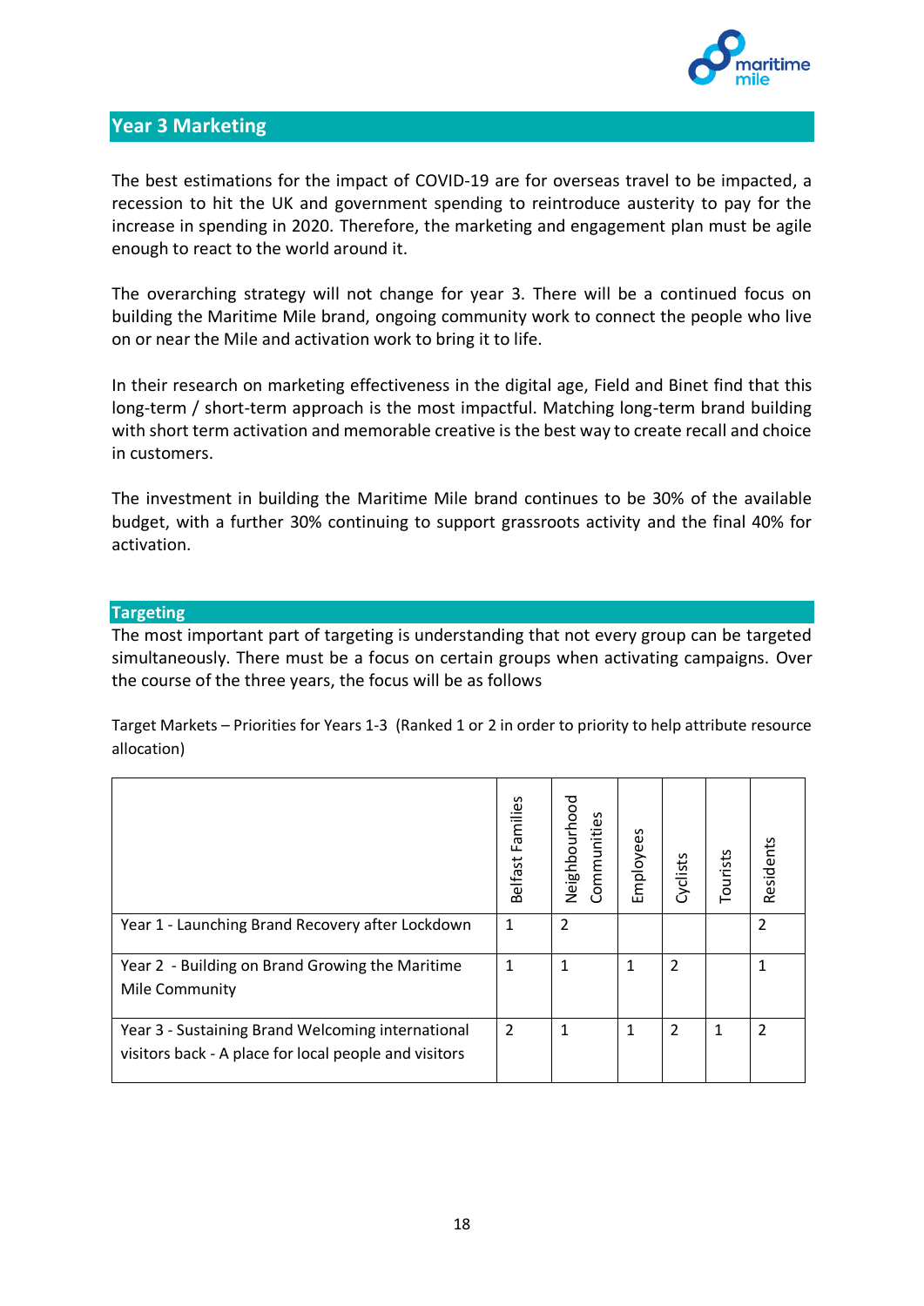## Year 3 Marketing

The best estimations for the impact of COVID-19 are for overseas travel to be impacted, a recession to hit the UK and government spending to reintroduce austerity to pay for the increase in spending in 2020. Therefore, the marketing and engagement plan must be agile enough to react to the world around it.

The overarching strategy will not change for year 3. There will be a continued focus on building the Maritime Mile brand, ongoing community work to connect the people who live on or near the Mile and activation work to bring it to life.

In their research on marketing effectiveness in the digital age, Field and Binet find that this long-term / short-term approach is the most impactful. Matching long-term brand building with short term activation and memorable creative is the best way to create recall and choice in customers.

The investment in building the Maritime Mile brand continues to be 30% of the available budget, with a further 30% continuing to support grassroots activity and the final 40% for activation.

### Targeting

The most important part of targeting is understanding that not every group can be targeted simultaneously. There must be a focus on certain groups when activating campaigns. Over the course of the three years, the focus will be as follows

Target Markets – Priorities for Years 1-3 (Ranked 1 or 2 in order to priority to help attribute resource allocation)

| | Belfast Families | Neighbourhood Communities | Employees | Cyclists | Tourists | Residents |
|---|---|---|---|---|---|---|
| Year 1 - Launching Brand Recovery after Lockdown | 1 | 2 | | | | 2 |
| Year 2 - Building on Brand Growing the Maritime Mile Community | 1 | 1 | 1 | 2 | | 1 |
| Year 3 - Sustaining Brand Welcoming international visitors back - A place for local people and visitors | 2 | 1 | 1 | 2 | 1 | 2 |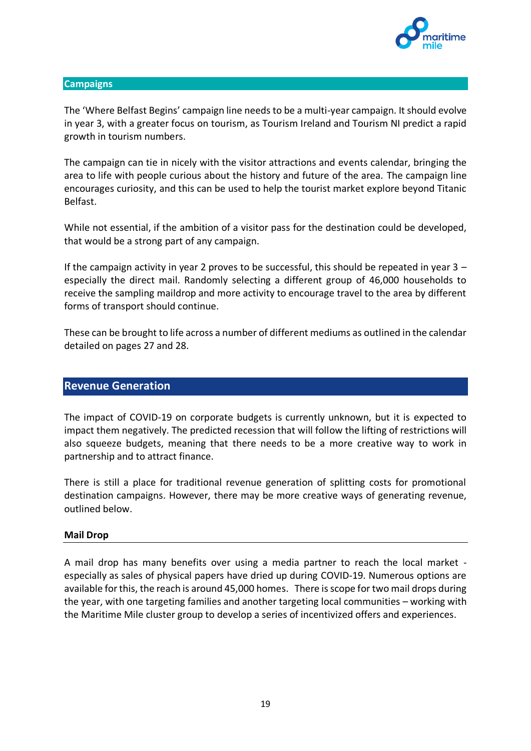## Campaigns

The 'Where Belfast Begins' campaign line needs to be a multi-year campaign. It should evolve in year 3, with a greater focus on tourism, as Tourism Ireland and Tourism NI predict a rapid growth in tourism numbers.

The campaign can tie in nicely with the visitor attractions and events calendar, bringing the area to life with people curious about the history and future of the area. The campaign line encourages curiosity, and this can be used to help the tourist market explore beyond Titanic Belfast.

While not essential, if the ambition of a visitor pass for the destination could be developed, that would be a strong part of any campaign.

If the campaign activity in year 2 proves to be successful, this should be repeated in year 3 – especially the direct mail. Randomly selecting a different group of 46,000 households to receive the sampling maildrop and more activity to encourage travel to the area by different forms of transport should continue.

These can be brought to life across a number of different mediums as outlined in the calendar detailed on pages 27 and 28.

## Revenue Generation

The impact of COVID-19 on corporate budgets is currently unknown, but it is expected to impact them negatively. The predicted recession that will follow the lifting of restrictions will also squeeze budgets, meaning that there needs to be a more creative way to work in partnership and to attract finance.

There is still a place for traditional revenue generation of splitting costs for promotional destination campaigns. However, there may be more creative ways of generating revenue, outlined below.

### Mail Drop

A mail drop has many benefits over using a media partner to reach the local market - especially as sales of physical papers have dried up during COVID-19. Numerous options are available for this, the reach is around 45,000 homes. There is scope for two mail drops during the year, with one targeting families and another targeting local communities – working with the Maritime Mile cluster group to develop a series of incentivized offers and experiences.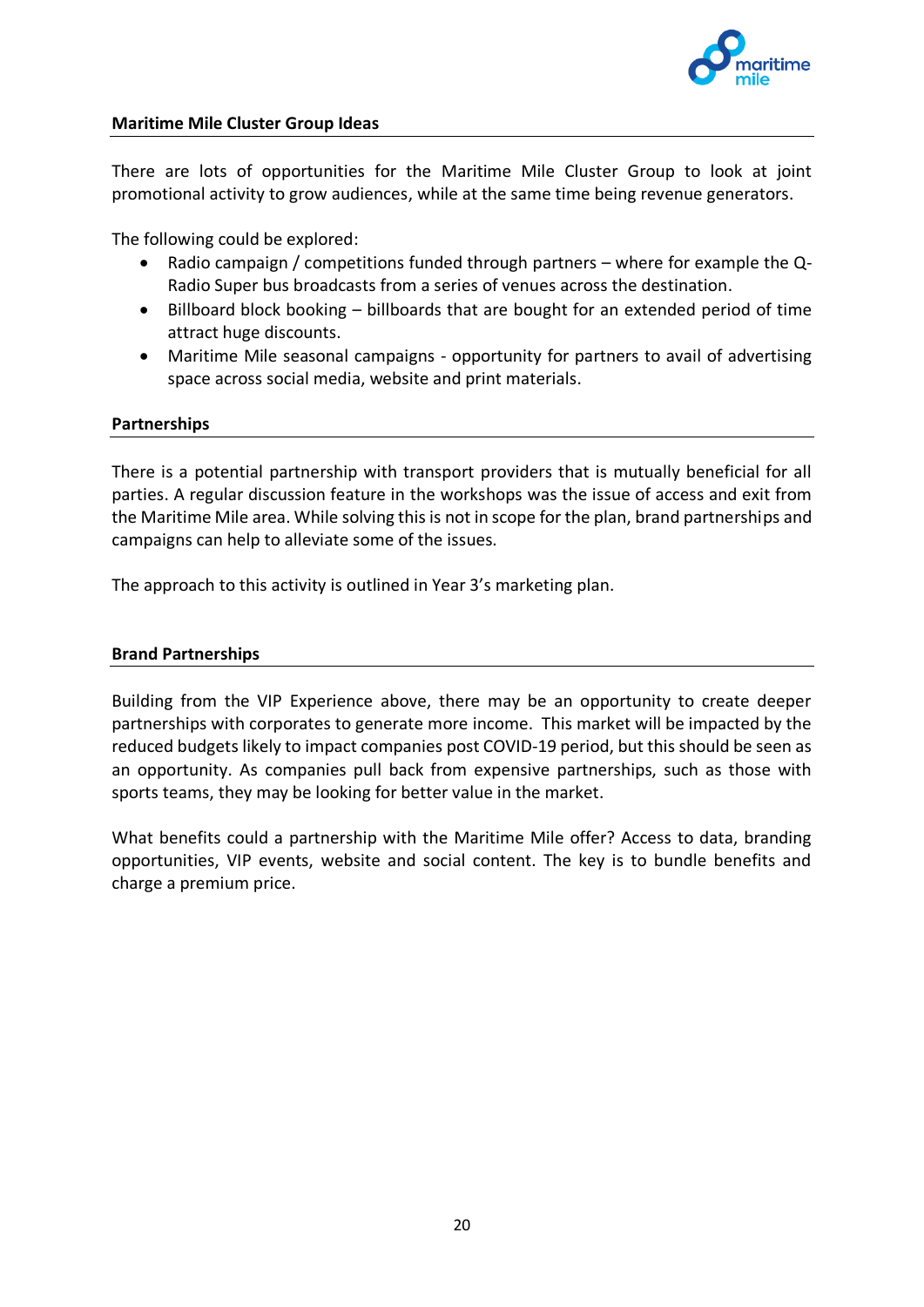**Maritime Mile Cluster Group Ideas**

There are lots of opportunities for the Maritime Mile Cluster Group to look at joint promotional activity to grow audiences, while at the same time being revenue generators.

The following could be explored:

- Radio campaign / competitions funded through partners – where for example the Q-Radio Super bus broadcasts from a series of venues across the destination.
- Billboard block booking – billboards that are bought for an extended period of time attract huge discounts.
- Maritime Mile seasonal campaigns - opportunity for partners to avail of advertising space across social media, website and print materials.

**Partnerships**

There is a potential partnership with transport providers that is mutually beneficial for all parties. A regular discussion feature in the workshops was the issue of access and exit from the Maritime Mile area. While solving this is not in scope for the plan, brand partnerships and campaigns can help to alleviate some of the issues.

The approach to this activity is outlined in Year 3's marketing plan.

**Brand Partnerships**

Building from the VIP Experience above, there may be an opportunity to create deeper partnerships with corporates to generate more income. This market will be impacted by the reduced budgets likely to impact companies post COVID-19 period, but this should be seen as an opportunity. As companies pull back from expensive partnerships, such as those with sports teams, they may be looking for better value in the market.

What benefits could a partnership with the Maritime Mile offer? Access to data, branding opportunities, VIP events, website and social content. The key is to bundle benefits and charge a premium price.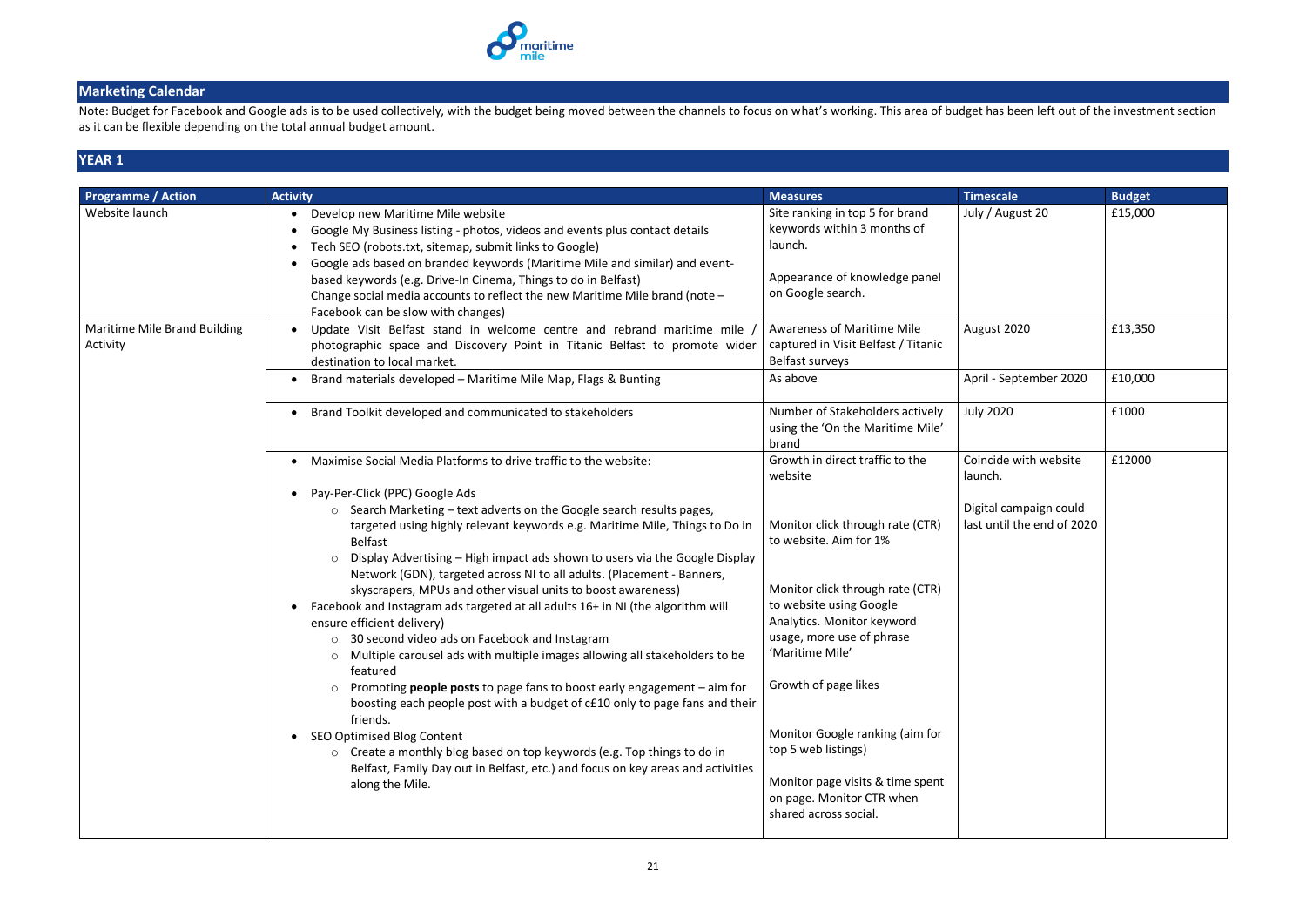## Marketing Calendar

Note: Budget for Facebook and Google ads is to be used collectively, with the budget being moved between the channels to focus on what's working. This area of budget has been left out of the investment section as it can be flexible depending on the total annual budget amount.

## YEAR 1

| Programme / Action | Activity | Measures | Timescale | Budget |
|---|---|---|---|---|
| Website launch | • Develop new Maritime Mile website<br>• Google My Business listing - photos, videos and events plus contact details<br>• Tech SEO (robots.txt, sitemap, submit links to Google)<br>• Google ads based on branded keywords (Maritime Mile and similar) and event-based keywords (e.g. Drive-In Cinema, Things to do in Belfast)<br>Change social media accounts to reflect the new Maritime Mile brand (note – Facebook can be slow with changes) | Site ranking in top 5 for brand keywords within 3 months of launch.<br><br>Appearance of knowledge panel on Google search. | July / August 20 | £15,000 |
| Maritime Mile Brand Building Activity | • Update Visit Belfast stand in welcome centre and rebrand maritime mile / photographic space and Discovery Point in Titanic Belfast to promote wider destination to local market. | Awareness of Maritime Mile captured in Visit Belfast / Titanic Belfast surveys | August 2020 | £13,350 |
| | • Brand materials developed – Maritime Mile Map, Flags & Bunting | As above | April - September 2020 | £10,000 |
| | • Brand Toolkit developed and communicated to stakeholders | Number of Stakeholders actively using the 'On the Maritime Mile' brand | July 2020 | £1000 |
| | • Maximise Social Media Platforms to drive traffic to the website:<br><br>• Pay-Per-Click (PPC) Google Ads<br>  ○ Search Marketing – text adverts on the Google search results pages, targeted using highly relevant keywords e.g. Maritime Mile, Things to Do in Belfast<br>  ○ Display Advertising – High impact ads shown to users via the Google Display Network (GDN), targeted across NI to all adults. (Placement - Banners, skyscrapers, MPUs and other visual units to boost awareness)<br>• Facebook and Instagram ads targeted at all adults 16+ in NI (the algorithm will ensure efficient delivery)<br>  ○ 30 second video ads on Facebook and Instagram<br>  ○ Multiple carousel ads with multiple images allowing all stakeholders to be featured<br>  ○ Promoting **people posts** to page fans to boost early engagement – aim for boosting each people post with a budget of c£10 only to page fans and their friends.<br>• SEO Optimised Blog Content<br>  ○ Create a monthly blog based on top keywords (e.g. Top things to do in Belfast, Family Day out in Belfast, etc.) and focus on key areas and activities along the Mile. | Growth in direct traffic to the website<br><br>Monitor click through rate (CTR) to website. Aim for 1%<br><br>Monitor click through rate (CTR) to website using Google Analytics. Monitor keyword usage, more use of phrase 'Maritime Mile'<br><br>Growth of page likes<br><br>Monitor Google ranking (aim for top 5 web listings)<br><br>Monitor page visits & time spent on page. Monitor CTR when shared across social. | Coincide with website launch.<br><br>Digital campaign could last until the end of 2020 | £12000 |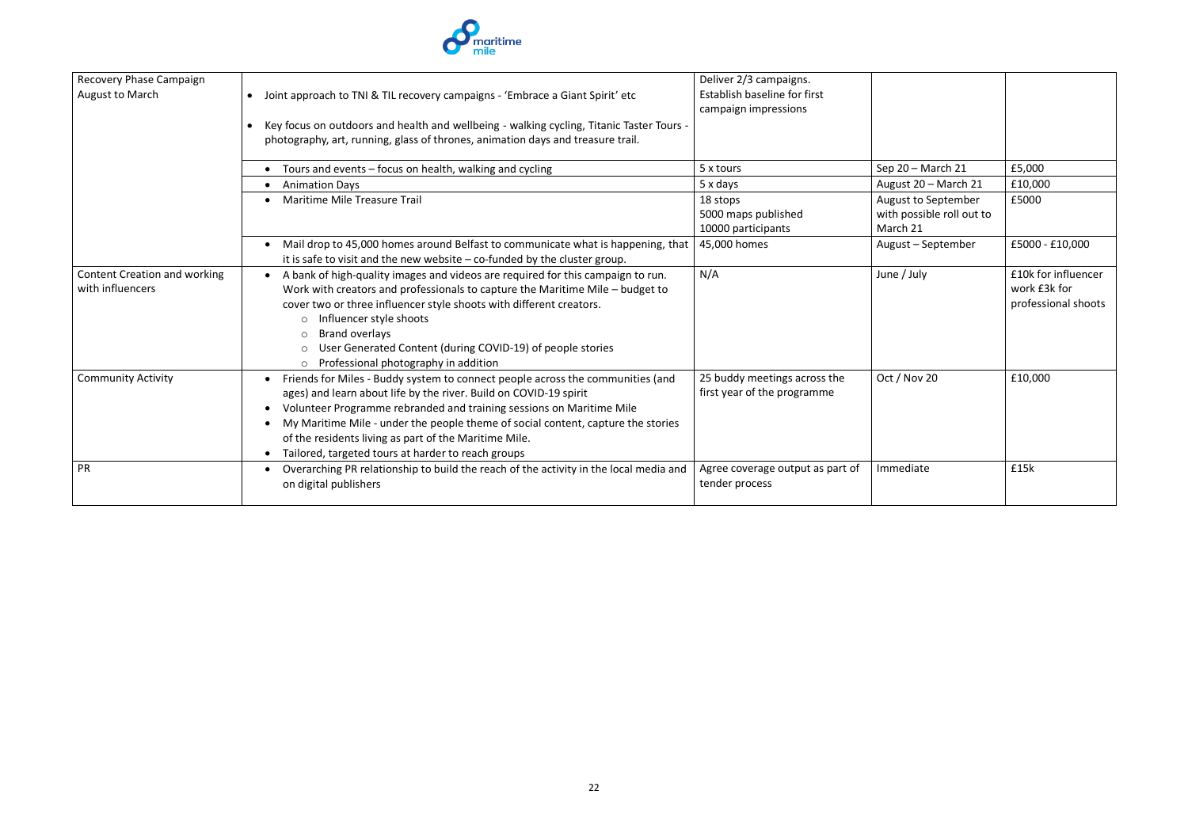| | | | | |
|---|---|---|---|---|
| Recovery Phase Campaign August to March | • Joint approach to TNI & TIL recovery campaigns - 'Embrace a Giant Spirit' etc<br>• Key focus on outdoors and health and wellbeing - walking cycling, Titanic Taster Tours - photography, art, running, glass of thrones, animation days and treasure trail. | Deliver 2/3 campaigns.<br>Establish baseline for first campaign impressions | | |
| | • Tours and events – focus on health, walking and cycling | 5 x tours | Sep 20 – March 21 | £5,000 |
| | • Animation Days | 5 x days | August 20 – March 21 | £10,000 |
| | • Maritime Mile Treasure Trail | 18 stops<br>5000 maps published<br>10000 participants | August to September with possible roll out to March 21 | £5000 |
| | • Mail drop to 45,000 homes around Belfast to communicate what is happening, that it is safe to visit and the new website – co-funded by the cluster group. | 45,000 homes | August – September | £5000 - £10,000 |
| Content Creation and working with influencers | • A bank of high-quality images and videos are required for this campaign to run. Work with creators and professionals to capture the Maritime Mile – budget to cover two or three influencer style shoots with different creators.<br>  ○ Influencer style shoots<br>  ○ Brand overlays<br>  ○ User Generated Content (during COVID-19) of people stories<br>  ○ Professional photography in addition | N/A | June / July | £10k for influencer work £3k for professional shoots |
| Community Activity | • Friends for Miles - Buddy system to connect people across the communities (and ages) and learn about life by the river. Build on COVID-19 spirit<br>• Volunteer Programme rebranded and training sessions on Maritime Mile<br>• My Maritime Mile - under the people theme of social content, capture the stories of the residents living as part of the Maritime Mile.<br>• Tailored, targeted tours at harder to reach groups | 25 buddy meetings across the first year of the programme | Oct / Nov 20 | £10,000 |
| PR | • Overarching PR relationship to build the reach of the activity in the local media and on digital publishers | Agree coverage output as part of tender process | Immediate | £15k |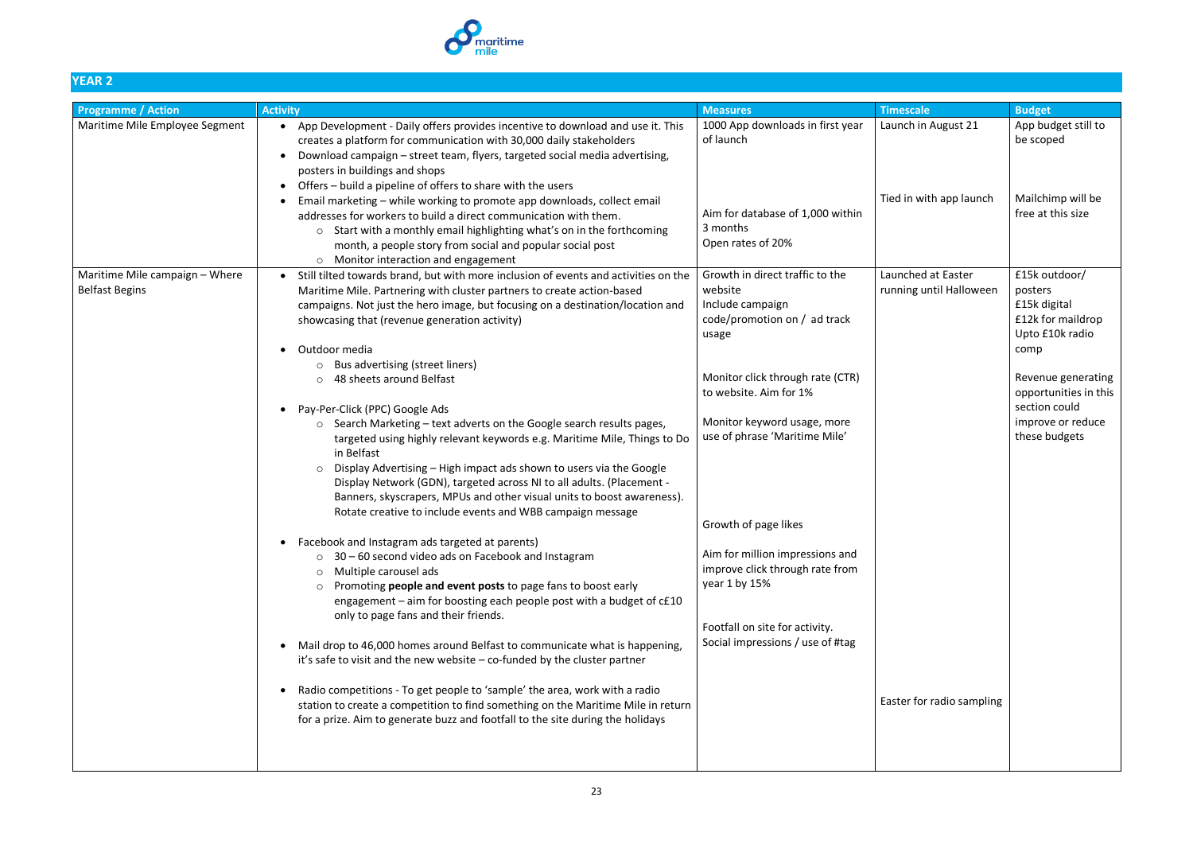## YEAR 2

| Programme / Action | Activity | Measures | Timescale | Budget |
|---|---|---|---|---|
| Maritime Mile Employee Segment | • App Development - Daily offers provides incentive to download and use it. This creates a platform for communication with 30,000 daily stakeholders<br>• Download campaign – street team, flyers, targeted social media advertising, posters in buildings and shops<br>• Offers – build a pipeline of offers to share with the users<br>• Email marketing – while working to promote app downloads, collect email addresses for workers to build a direct communication with them.<br>  ○ Start with a monthly email highlighting what's on in the forthcoming month, a people story from social and popular social post<br>  ○ Monitor interaction and engagement | 1000 App downloads in first year of launch<br><br>Aim for database of 1,000 within 3 months<br>Open rates of 20% | Launch in August 21<br><br>Tied in with app launch | App budget still to be scoped<br><br>Mailchimp will be free at this size |
| Maritime Mile campaign – Where Belfast Begins | • Still tilted towards brand, but with more inclusion of events and activities on the Maritime Mile. Partnering with cluster partners to create action-based campaigns. Not just the hero image, but focusing on a destination/location and showcasing that (revenue generation activity)<br><br>• Outdoor media<br>  ○ Bus advertising (street liners)<br>  ○ 48 sheets around Belfast<br><br>• Pay-Per-Click (PPC) Google Ads<br>  ○ Search Marketing – text adverts on the Google search results pages, targeted using highly relevant keywords e.g. Maritime Mile, Things to Do in Belfast<br>  ○ Display Advertising – High impact ads shown to users via the Google Display Network (GDN), targeted across NI to all adults. (Placement - Banners, skyscrapers, MPUs and other visual units to boost awareness). Rotate creative to include events and WBB campaign message<br><br>• Facebook and Instagram ads targeted at parents)<br>  ○ 30 – 60 second video ads on Facebook and Instagram<br>  ○ Multiple carousel ads<br>  ○ Promoting **people and event posts** to page fans to boost early engagement – aim for boosting each people post with a budget of c£10 only to page fans and their friends.<br><br>• Mail drop to 46,000 homes around Belfast to communicate what is happening, it's safe to visit and the new website – co-funded by the cluster partner<br><br>• Radio competitions - To get people to 'sample' the area, work with a radio station to create a competition to find something on the Maritime Mile in return for a prize. Aim to generate buzz and footfall to the site during the holidays | Growth in direct traffic to the website<br>Include campaign code/promotion on / ad track usage<br><br>Monitor click through rate (CTR) to website. Aim for 1%<br><br>Monitor keyword usage, more use of phrase 'Maritime Mile'<br><br>Growth of page likes<br><br>Aim for million impressions and improve click through rate from year 1 by 15%<br><br>Footfall on site for activity.<br>Social impressions / use of #tag | Launched at Easter running until Halloween<br><br>Easter for radio sampling | £15k outdoor/ posters<br>£15k digital<br>£12k for maildrop<br>Upto £10k radio comp<br><br>Revenue generating opportunities in this section could improve or reduce these budgets |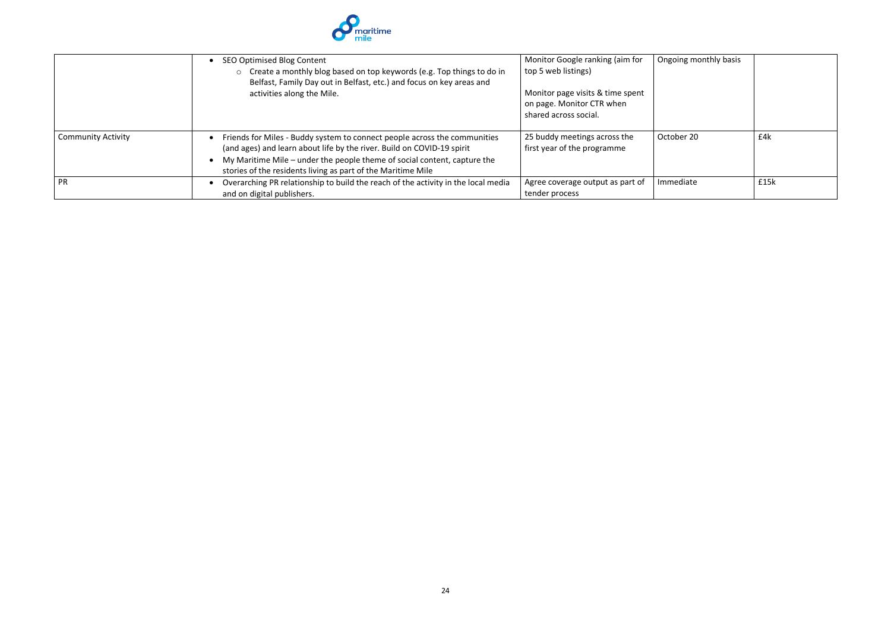|  |  |  |  |  |
|---|---|---|---|---|
|  | • SEO Optimised Blog Content<br>&nbsp;&nbsp;&nbsp;&nbsp;○ Create a monthly blog based on top keywords (e.g. Top things to do in Belfast, Family Day out in Belfast, etc.) and focus on key areas and activities along the Mile. | Monitor Google ranking (aim for top 5 web listings)<br><br>Monitor page visits & time spent on page. Monitor CTR when shared across social. | Ongoing monthly basis |  |
| Community Activity | • Friends for Miles - Buddy system to connect people across the communities (and ages) and learn about life by the river. Build on COVID-19 spirit<br>• My Maritime Mile – under the people theme of social content, capture the stories of the residents living as part of the Maritime Mile | 25 buddy meetings across the first year of the programme | October 20 | £4k |
| PR | • Overarching PR relationship to build the reach of the activity in the local media and on digital publishers. | Agree coverage output as part of tender process | Immediate | £15k |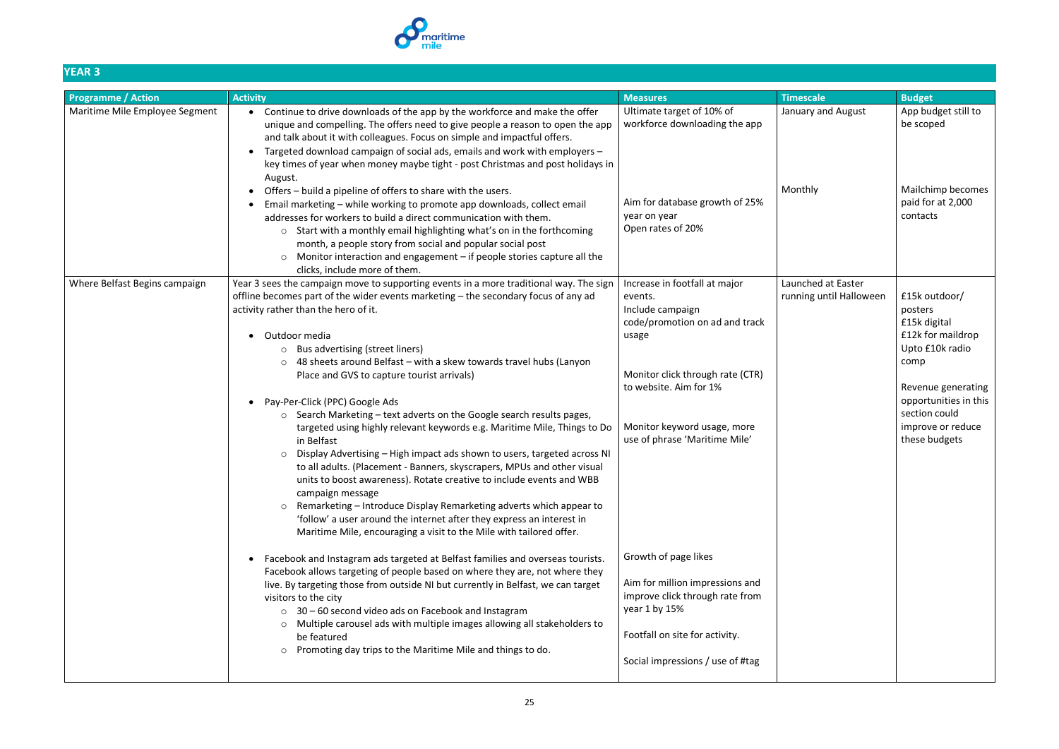## YEAR 3

| Programme / Action | Activity | Measures | Timescale | Budget |
|---|---|---|---|---|
| Maritime Mile Employee Segment | • Continue to drive downloads of the app by the workforce and make the offer unique and compelling. The offers need to give people a reason to open the app and talk about it with colleagues. Focus on simple and impactful offers.<br>• Targeted download campaign of social ads, emails and work with employers – key times of year when money maybe tight - post Christmas and post holidays in August.<br>• Offers – build a pipeline of offers to share with the users.<br>• Email marketing – while working to promote app downloads, collect email addresses for workers to build a direct communication with them.<br>  ○ Start with a monthly email highlighting what's on in the forthcoming month, a people story from social and popular social post<br>  ○ Monitor interaction and engagement – if people stories capture all the clicks, include more of them. | Ultimate target of 10% of workforce downloading the app<br><br>Aim for database growth of 25% year on year<br>Open rates of 20% | January and August<br><br>Monthly | App budget still to be scoped<br><br>Mailchimp becomes paid for at 2,000 contacts |
| Where Belfast Begins campaign | Year 3 sees the campaign move to supporting events in a more traditional way. The sign offline becomes part of the wider events marketing – the secondary focus of any ad activity rather than the hero of it.<br><br>• Outdoor media<br>  ○ Bus advertising (street liners)<br>  ○ 48 sheets around Belfast – with a skew towards travel hubs (Lanyon Place and GVS to capture tourist arrivals)<br><br>• Pay-Per-Click (PPC) Google Ads<br>  ○ Search Marketing – text adverts on the Google search results pages, targeted using highly relevant keywords e.g. Maritime Mile, Things to Do in Belfast<br>  ○ Display Advertising – High impact ads shown to users, targeted across NI to all adults. (Placement - Banners, skyscrapers, MPUs and other visual units to boost awareness). Rotate creative to include events and WBB campaign message<br>  ○ Remarketing – Introduce Display Remarketing adverts which appear to 'follow' a user around the internet after they express an interest in Maritime Mile, encouraging a visit to the Mile with tailored offer.<br><br>• Facebook and Instagram ads targeted at Belfast families and overseas tourists. Facebook allows targeting of people based on where they are, not where they live. By targeting those from outside NI but currently in Belfast, we can target visitors to the city<br>  ○ 30 – 60 second video ads on Facebook and Instagram<br>  ○ Multiple carousel ads with multiple images allowing all stakeholders to be featured<br>  ○ Promoting day trips to the Maritime Mile and things to do. | Increase in footfall at major events.<br>Include campaign code/promotion on ad and track usage<br><br>Monitor click through rate (CTR) to website. Aim for 1%<br><br>Monitor keyword usage, more use of phrase 'Maritime Mile'<br><br>Growth of page likes<br><br>Aim for million impressions and improve click through rate from year 1 by 15%<br><br>Footfall on site for activity.<br><br>Social impressions / use of #tag | Launched at Easter running until Halloween | £15k outdoor/ posters<br>£15k digital<br>£12k for maildrop<br>Upto £10k radio comp<br><br>Revenue generating opportunities in this section could improve or reduce these budgets |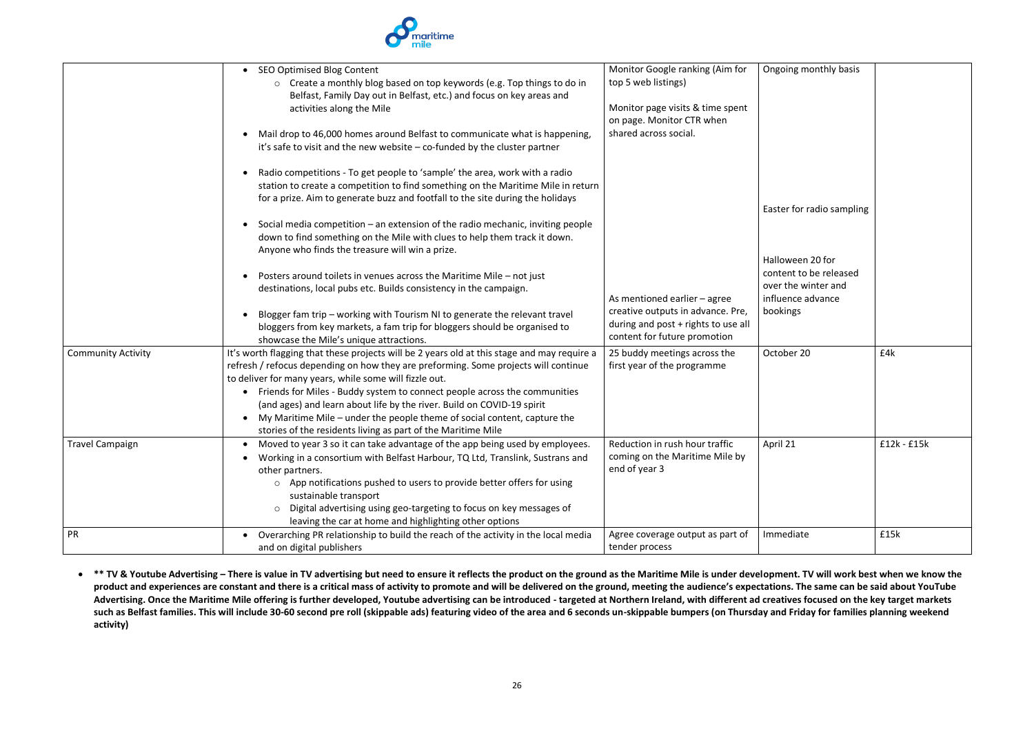| | | | | |
|---|---|---|---|---|
| | • SEO Optimised Blog Content<br>  ○ Create a monthly blog based on top keywords (e.g. Top things to do in Belfast, Family Day out in Belfast, etc.) and focus on key areas and activities along the Mile<br><br>• Mail drop to 46,000 homes around Belfast to communicate what is happening, it's safe to visit and the new website – co-funded by the cluster partner<br><br>• Radio competitions - To get people to 'sample' the area, work with a radio station to create a competition to find something on the Maritime Mile in return for a prize. Aim to generate buzz and footfall to the site during the holidays<br><br>• Social media competition – an extension of the radio mechanic, inviting people down to find something on the Mile with clues to help them track it down. Anyone who finds the treasure will win a prize.<br><br>• Posters around toilets in venues across the Maritime Mile – not just destinations, local pubs etc. Builds consistency in the campaign.<br><br>• Blogger fam trip – working with Tourism NI to generate the relevant travel bloggers from key markets, a fam trip for bloggers should be organised to showcase the Mile's unique attractions. | Monitor Google ranking (Aim for top 5 web listings)<br><br>Monitor page visits & time spent on page. Monitor CTR when shared across social.<br><br>As mentioned earlier – agree creative outputs in advance. Pre, during and post + rights to use all content for future promotion | Ongoing monthly basis<br><br>Easter for radio sampling<br><br>Halloween 20 for content to be released over the winter and influence advance bookings | |
| Community Activity | It's worth flagging that these projects will be 2 years old at this stage and may require a refresh / refocus depending on how they are preforming. Some projects will continue to deliver for many years, while some will fizzle out.<br>• Friends for Miles - Buddy system to connect people across the communities (and ages) and learn about life by the river. Build on COVID-19 spirit<br>• My Maritime Mile – under the people theme of social content, capture the stories of the residents living as part of the Maritime Mile | 25 buddy meetings across the first year of the programme | October 20 | £4k |
| Travel Campaign | • Moved to year 3 so it can take advantage of the app being used by employees.<br>• Working in a consortium with Belfast Harbour, TQ Ltd, Translink, Sustrans and other partners.<br>  ○ App notifications pushed to users to provide better offers for using sustainable transport<br>  ○ Digital advertising using geo-targeting to focus on key messages of leaving the car at home and highlighting other options | Reduction in rush hour traffic coming on the Maritime Mile by end of year 3 | April 21 | £12k - £15k |
| PR | • Overarching PR relationship to build the reach of the activity in the local media and on digital publishers | Agree coverage output as part of tender process | Immediate | £15k |

- **** TV & Youtube Advertising – There is value in TV advertising but need to ensure it reflects the product on the ground as the Maritime Mile is under development. TV will work best when we know the product and experiences are constant and there is a critical mass of activity to promote and will be delivered on the ground, meeting the audience's expectations. The same can be said about YouTube Advertising. Once the Maritime Mile offering is further developed, Youtube advertising can be introduced - targeted at Northern Ireland, with different ad creatives focused on the key target markets such as Belfast families. This will include 30-60 second pre roll (skippable ads) featuring video of the area and 6 seconds un-skippable bumpers (on Thursday and Friday for families planning weekend activity)**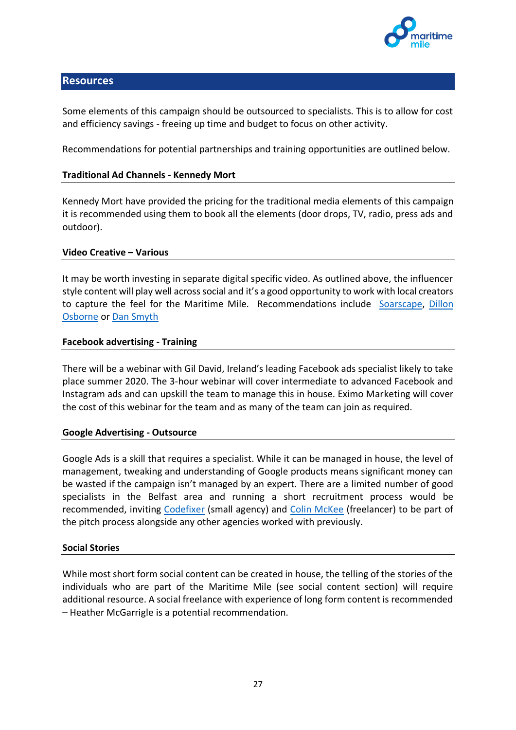## Resources

Some elements of this campaign should be outsourced to specialists. This is to allow for cost and efficiency savings - freeing up time and budget to focus on other activity.

Recommendations for potential partnerships and training opportunities are outlined below.

### Traditional Ad Channels - Kennedy Mort

Kennedy Mort have provided the pricing for the traditional media elements of this campaign it is recommended using them to book all the elements (door drops, TV, radio, press ads and outdoor).

### Video Creative – Various

It may be worth investing in separate digital specific video. As outlined above, the influencer style content will play well across social and it's a good opportunity to work with local creators to capture the feel for the Maritime Mile. Recommendations include Soarscape, Dillon Osborne or Dan Smyth

### Facebook advertising - Training

There will be a webinar with Gil David, Ireland's leading Facebook ads specialist likely to take place summer 2020. The 3-hour webinar will cover intermediate to advanced Facebook and Instagram ads and can upskill the team to manage this in house. Eximo Marketing will cover the cost of this webinar for the team and as many of the team can join as required.

### Google Advertising - Outsource

Google Ads is a skill that requires a specialist. While it can be managed in house, the level of management, tweaking and understanding of Google products means significant money can be wasted if the campaign isn't managed by an expert. There are a limited number of good specialists in the Belfast area and running a short recruitment process would be recommended, inviting Codefixer (small agency) and Colin McKee (freelancer) to be part of the pitch process alongside any other agencies worked with previously.

### Social Stories

While most short form social content can be created in house, the telling of the stories of the individuals who are part of the Maritime Mile (see social content section) will require additional resource. A social freelance with experience of long form content is recommended – Heather McGarrigle is a potential recommendation.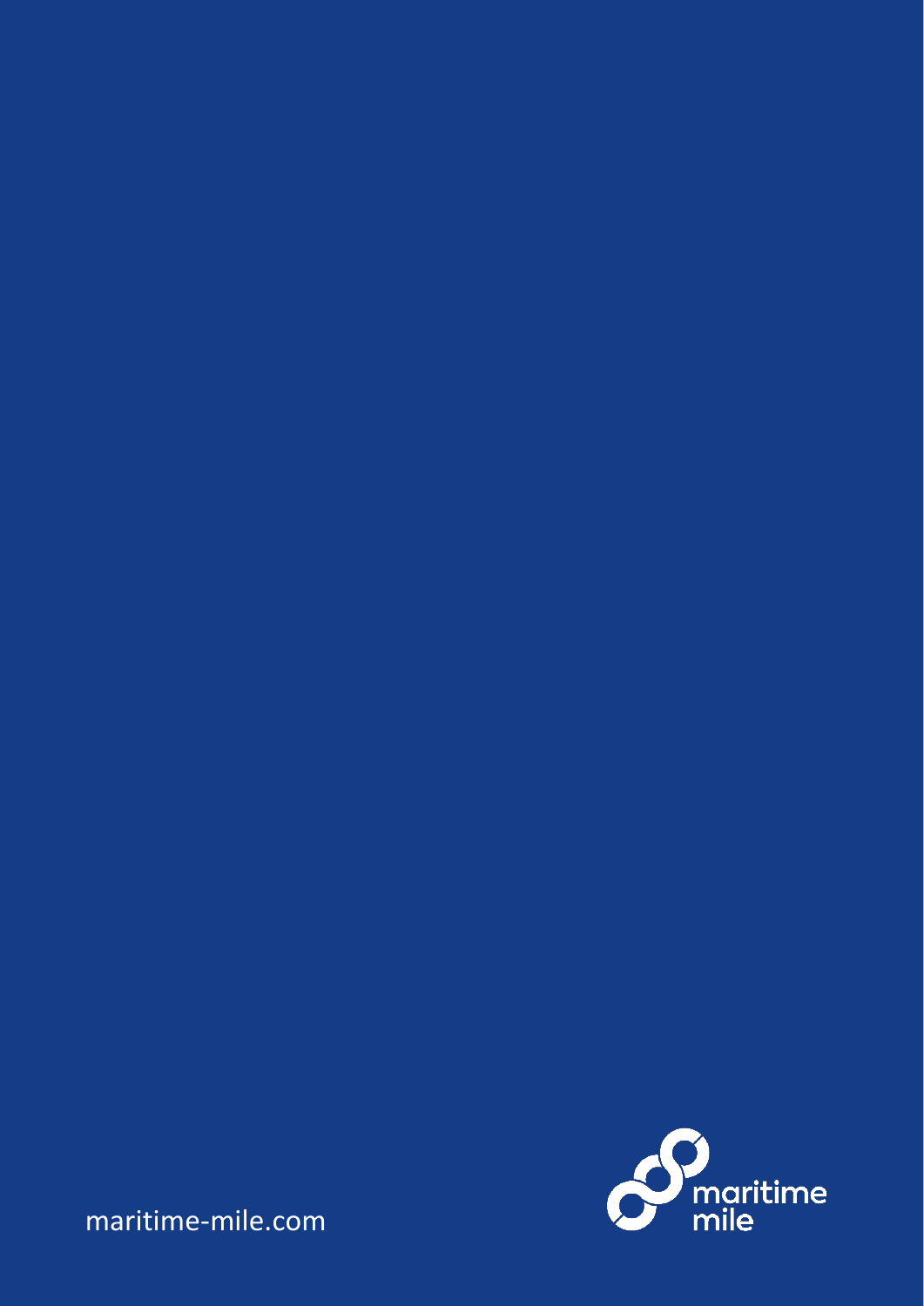maritime-mile.com

maritime
mile